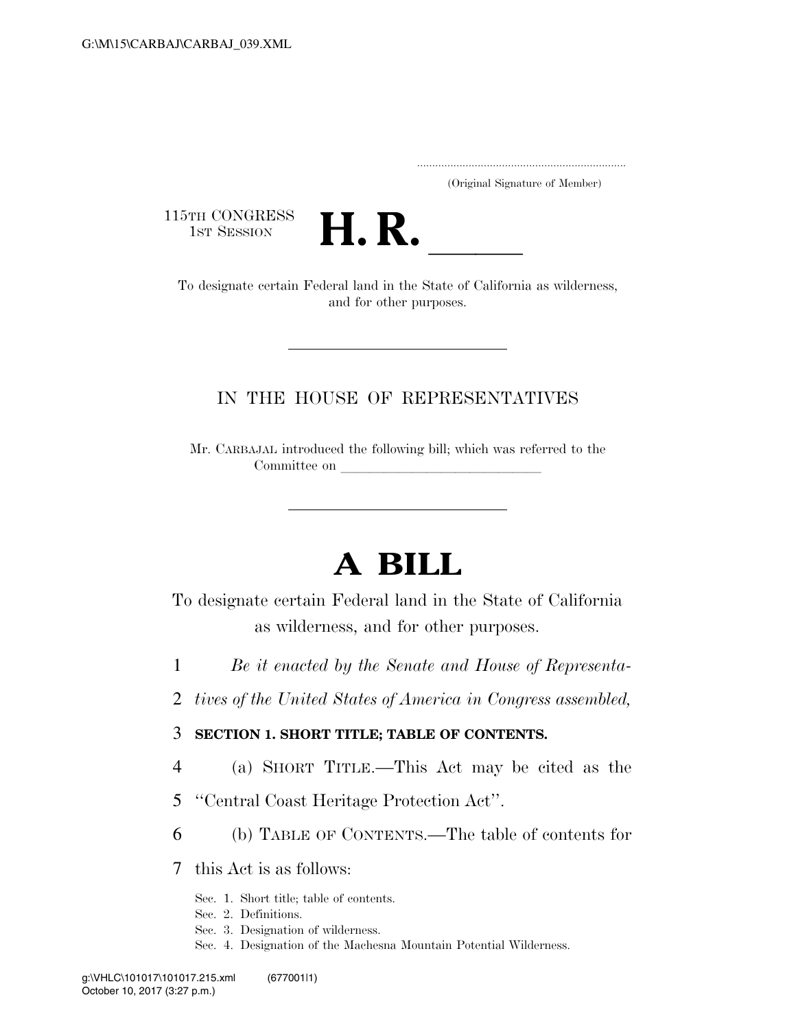(Original Signature of Member)

115TH CONGRESS
1ST SESSION

# H. R. \_\_\_\_\_

To designate certain Federal land in the State of California as wilderness, and for other purposes.

---

IN THE HOUSE OF REPRESENTATIVES

Mr. CARBAJAL introduced the following bill; which was referred to the Committee on \_\_\_\_\_\_\_\_\_\_\_\_\_\_\_\_\_\_\_\_\_\_\_\_\_\_\_\_\_\_

---

# A BILL

To designate certain Federal land in the State of California as wilderness, and for other purposes.

1 *Be it enacted by the Senate and House of Representa-*
2 *tives of the United States of America in Congress assembled,*

3 **SECTION 1. SHORT TITLE; TABLE OF CONTENTS.**

4 (a) SHORT TITLE.—This Act may be cited as the
5 "Central Coast Heritage Protection Act".

6 (b) TABLE OF CONTENTS.—The table of contents for
7 this Act is as follows:

Sec. 1. Short title; table of contents.
Sec. 2. Definitions.
Sec. 3. Designation of wilderness.
Sec. 4. Designation of the Machesna Mountain Potential Wilderness.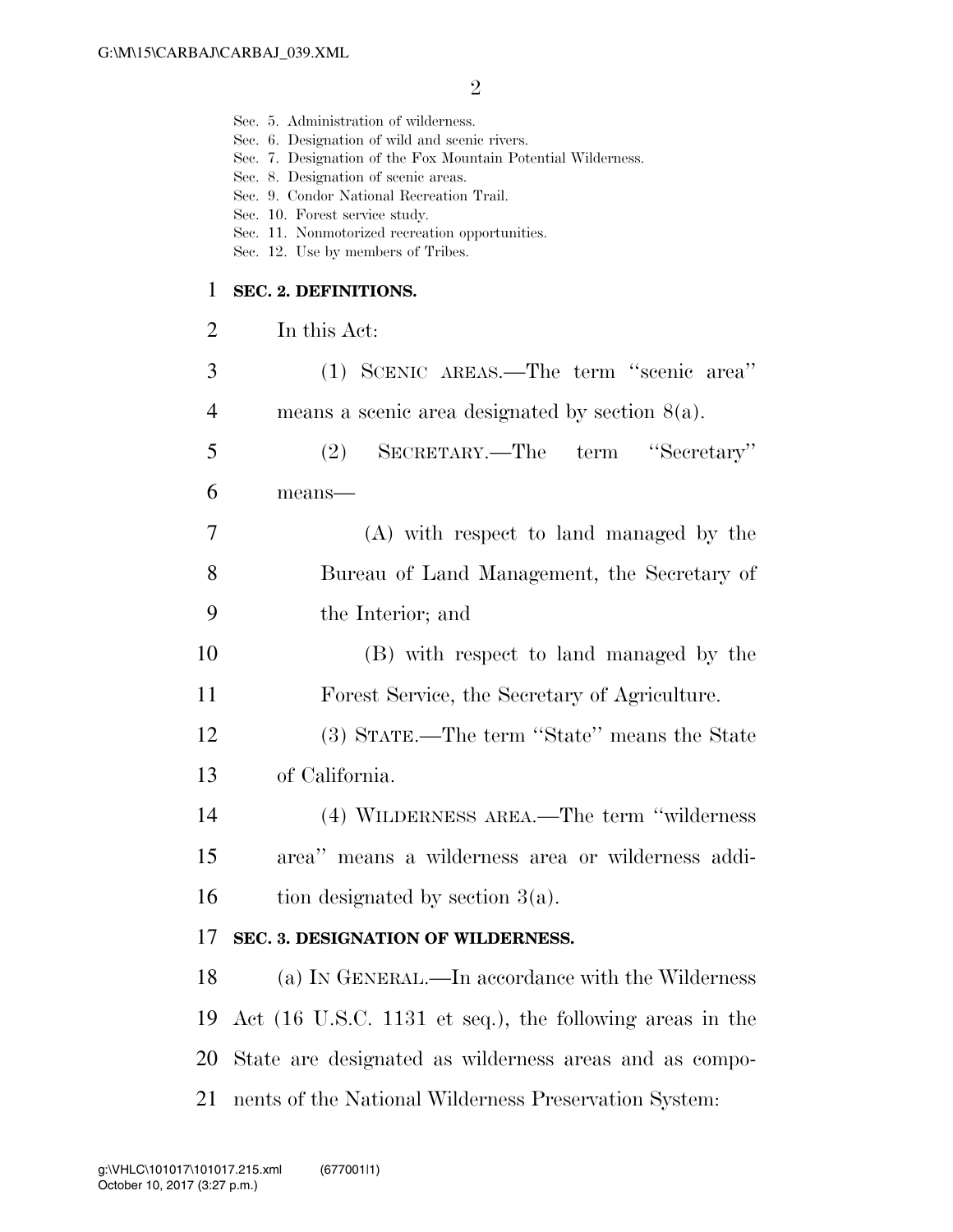Sec. 5. Administration of wilderness.
Sec. 6. Designation of wild and scenic rivers.
Sec. 7. Designation of the Fox Mountain Potential Wilderness.
Sec. 8. Designation of scenic areas.
Sec. 9. Condor National Recreation Trail.
Sec. 10. Forest service study.
Sec. 11. Nonmotorized recreation opportunities.
Sec. 12. Use by members of Tribes.

**SEC. 2. DEFINITIONS.**

In this Act:

(1) SCENIC AREAS.—The term ''scenic area'' means a scenic area designated by section 8(a).

(2) SECRETARY.—The term ''Secretary'' means—

(A) with respect to land managed by the Bureau of Land Management, the Secretary of the Interior; and

(B) with respect to land managed by the Forest Service, the Secretary of Agriculture.

(3) STATE.—The term ''State'' means the State of California.

(4) WILDERNESS AREA.—The term ''wilderness area'' means a wilderness area or wilderness addition designated by section 3(a).

**SEC. 3. DESIGNATION OF WILDERNESS.**

(a) IN GENERAL.—In accordance with the Wilderness Act (16 U.S.C. 1131 et seq.), the following areas in the State are designated as wilderness areas and as components of the National Wilderness Preservation System: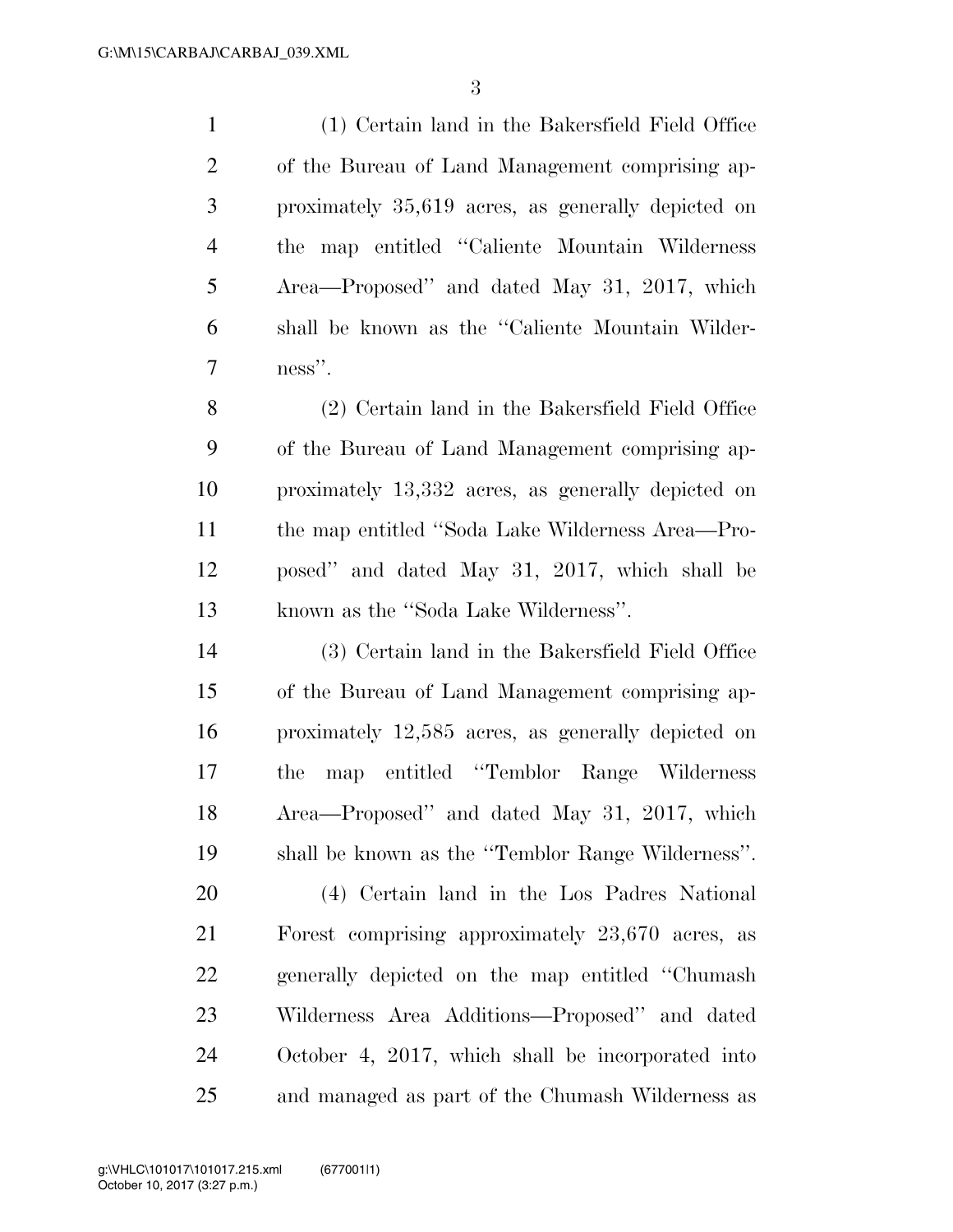(1) Certain land in the Bakersfield Field Office of the Bureau of Land Management comprising approximately 35,619 acres, as generally depicted on the map entitled ''Caliente Mountain Wilderness Area—Proposed'' and dated May 31, 2017, which shall be known as the ''Caliente Mountain Wilderness''.

(2) Certain land in the Bakersfield Field Office of the Bureau of Land Management comprising approximately 13,332 acres, as generally depicted on the map entitled ''Soda Lake Wilderness Area—Proposed'' and dated May 31, 2017, which shall be known as the ''Soda Lake Wilderness''.

(3) Certain land in the Bakersfield Field Office of the Bureau of Land Management comprising approximately 12,585 acres, as generally depicted on the map entitled ''Temblor Range Wilderness Area—Proposed'' and dated May 31, 2017, which shall be known as the ''Temblor Range Wilderness''.

(4) Certain land in the Los Padres National Forest comprising approximately 23,670 acres, as generally depicted on the map entitled ''Chumash Wilderness Area Additions—Proposed'' and dated October 4, 2017, which shall be incorporated into and managed as part of the Chumash Wilderness as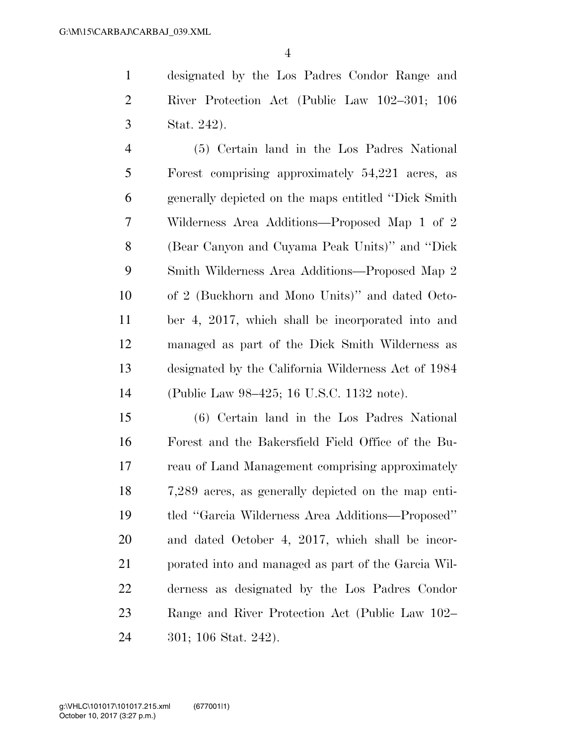designated by the Los Padres Condor Range and River Protection Act (Public Law 102–301; 106 Stat. 242).

(5) Certain land in the Los Padres National Forest comprising approximately 54,221 acres, as generally depicted on the maps entitled ''Dick Smith Wilderness Area Additions—Proposed Map 1 of 2 (Bear Canyon and Cuyama Peak Units)'' and ''Dick Smith Wilderness Area Additions—Proposed Map 2 of 2 (Buckhorn and Mono Units)'' and dated October 4, 2017, which shall be incorporated into and managed as part of the Dick Smith Wilderness as designated by the California Wilderness Act of 1984 (Public Law 98–425; 16 U.S.C. 1132 note).

(6) Certain land in the Los Padres National Forest and the Bakersfield Field Office of the Bureau of Land Management comprising approximately 7,289 acres, as generally depicted on the map entitled ''Garcia Wilderness Area Additions—Proposed'' and dated October 4, 2017, which shall be incorporated into and managed as part of the Garcia Wilderness as designated by the Los Padres Condor Range and River Protection Act (Public Law 102–301; 106 Stat. 242).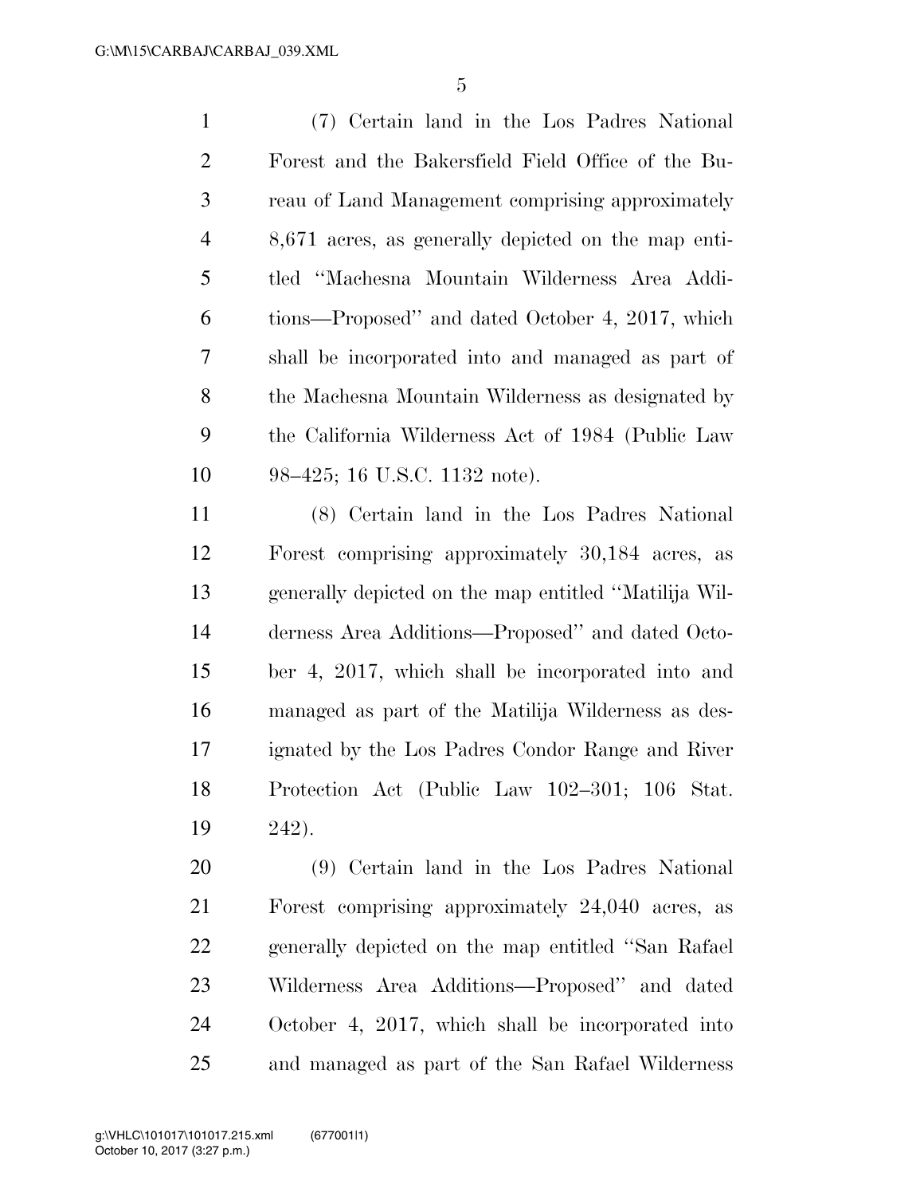(7) Certain land in the Los Padres National Forest and the Bakersfield Field Office of the Bureau of Land Management comprising approximately 8,671 acres, as generally depicted on the map entitled ''Machesna Mountain Wilderness Area Additions—Proposed'' and dated October 4, 2017, which shall be incorporated into and managed as part of the Machesna Mountain Wilderness as designated by the California Wilderness Act of 1984 (Public Law 98–425; 16 U.S.C. 1132 note).

(8) Certain land in the Los Padres National Forest comprising approximately 30,184 acres, as generally depicted on the map entitled ''Matilija Wilderness Area Additions—Proposed'' and dated October 4, 2017, which shall be incorporated into and managed as part of the Matilija Wilderness as designated by the Los Padres Condor Range and River Protection Act (Public Law 102–301; 106 Stat. 242).

(9) Certain land in the Los Padres National Forest comprising approximately 24,040 acres, as generally depicted on the map entitled ''San Rafael Wilderness Area Additions—Proposed'' and dated October 4, 2017, which shall be incorporated into and managed as part of the San Rafael Wilderness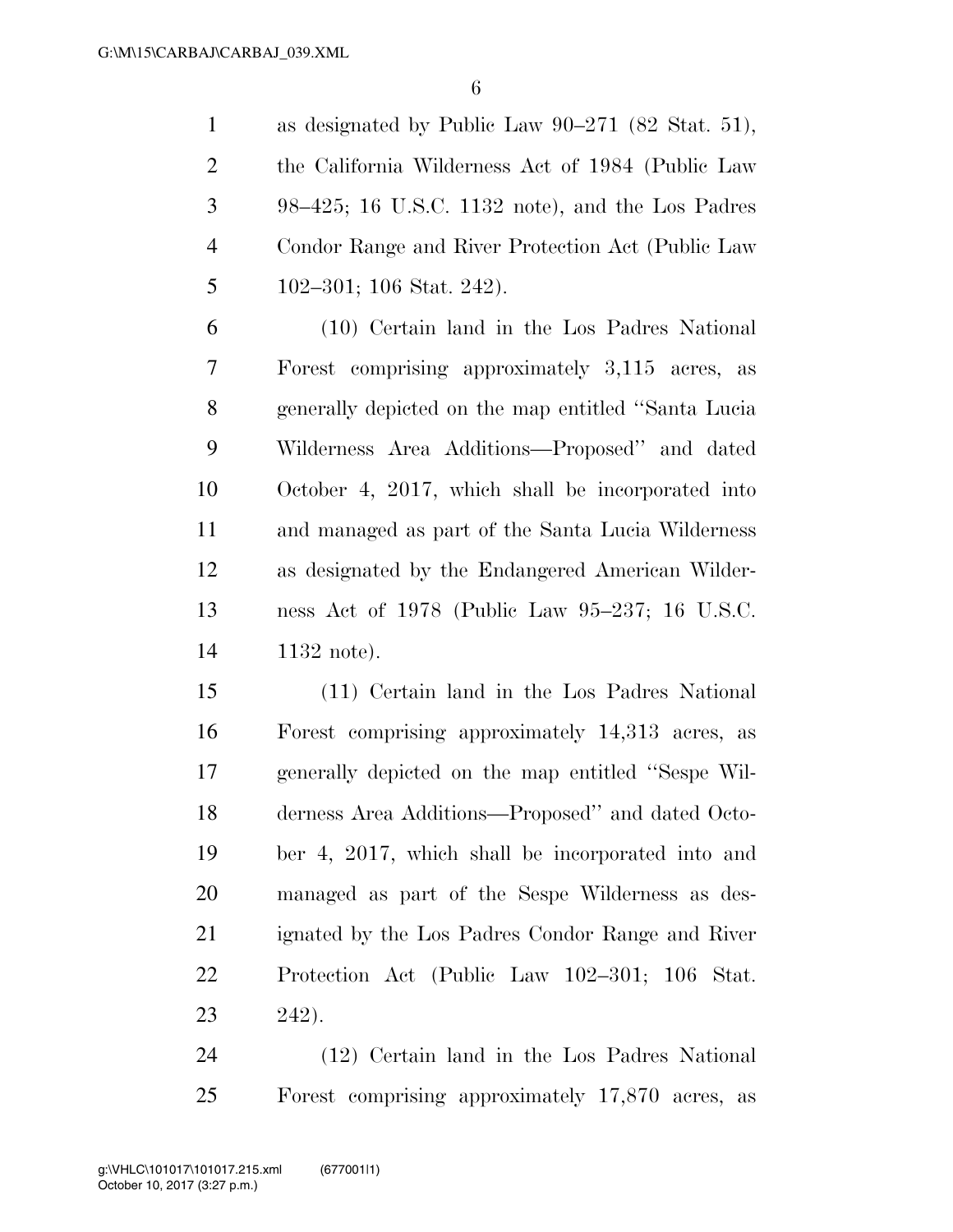as designated by Public Law 90–271 (82 Stat. 51), the California Wilderness Act of 1984 (Public Law 98–425; 16 U.S.C. 1132 note), and the Los Padres Condor Range and River Protection Act (Public Law 102–301; 106 Stat. 242).

(10) Certain land in the Los Padres National Forest comprising approximately 3,115 acres, as generally depicted on the map entitled ''Santa Lucia Wilderness Area Additions—Proposed'' and dated October 4, 2017, which shall be incorporated into and managed as part of the Santa Lucia Wilderness as designated by the Endangered American Wilderness Act of 1978 (Public Law 95–237; 16 U.S.C. 1132 note).

(11) Certain land in the Los Padres National Forest comprising approximately 14,313 acres, as generally depicted on the map entitled ''Sespe Wilderness Area Additions—Proposed'' and dated October 4, 2017, which shall be incorporated into and managed as part of the Sespe Wilderness as designated by the Los Padres Condor Range and River Protection Act (Public Law 102–301; 106 Stat. 242).

(12) Certain land in the Los Padres National Forest comprising approximately 17,870 acres, as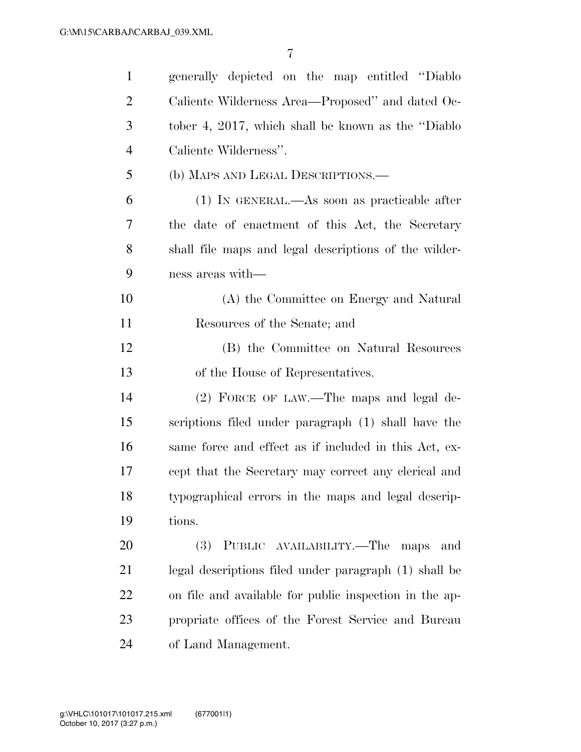generally depicted on the map entitled "Diablo Caliente Wilderness Area—Proposed" and dated October 4, 2017, which shall be known as the "Diablo Caliente Wilderness".

(b) MAPS AND LEGAL DESCRIPTIONS.—

(1) IN GENERAL.—As soon as practicable after the date of enactment of this Act, the Secretary shall file maps and legal descriptions of the wilderness areas with—

(A) the Committee on Energy and Natural Resources of the Senate; and

(B) the Committee on Natural Resources of the House of Representatives.

(2) FORCE OF LAW.—The maps and legal descriptions filed under paragraph (1) shall have the same force and effect as if included in this Act, except that the Secretary may correct any clerical and typographical errors in the maps and legal descriptions.

(3) PUBLIC AVAILABILITY.—The maps and legal descriptions filed under paragraph (1) shall be on file and available for public inspection in the appropriate offices of the Forest Service and Bureau of Land Management.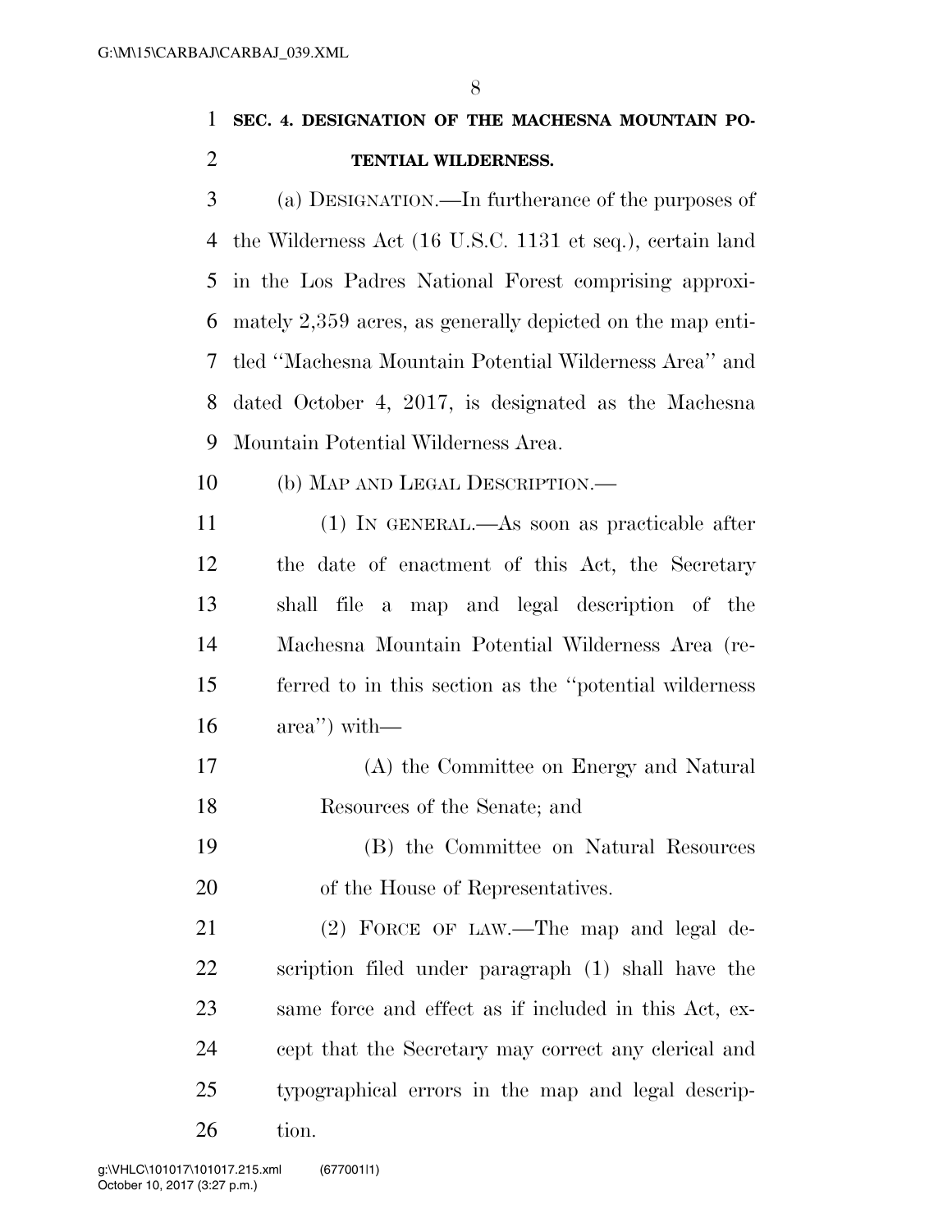**SEC. 4. DESIGNATION OF THE MACHESNA MOUNTAIN POTENTIAL WILDERNESS.**

(a) DESIGNATION.—In furtherance of the purposes of the Wilderness Act (16 U.S.C. 1131 et seq.), certain land in the Los Padres National Forest comprising approximately 2,359 acres, as generally depicted on the map entitled "Machesna Mountain Potential Wilderness Area" and dated October 4, 2017, is designated as the Machesna Mountain Potential Wilderness Area.

(b) MAP AND LEGAL DESCRIPTION.—

(1) IN GENERAL.—As soon as practicable after the date of enactment of this Act, the Secretary shall file a map and legal description of the Machesna Mountain Potential Wilderness Area (referred to in this section as the "potential wilderness area") with—

(A) the Committee on Energy and Natural Resources of the Senate; and

(B) the Committee on Natural Resources of the House of Representatives.

(2) FORCE OF LAW.—The map and legal description filed under paragraph (1) shall have the same force and effect as if included in this Act, except that the Secretary may correct any clerical and typographical errors in the map and legal description.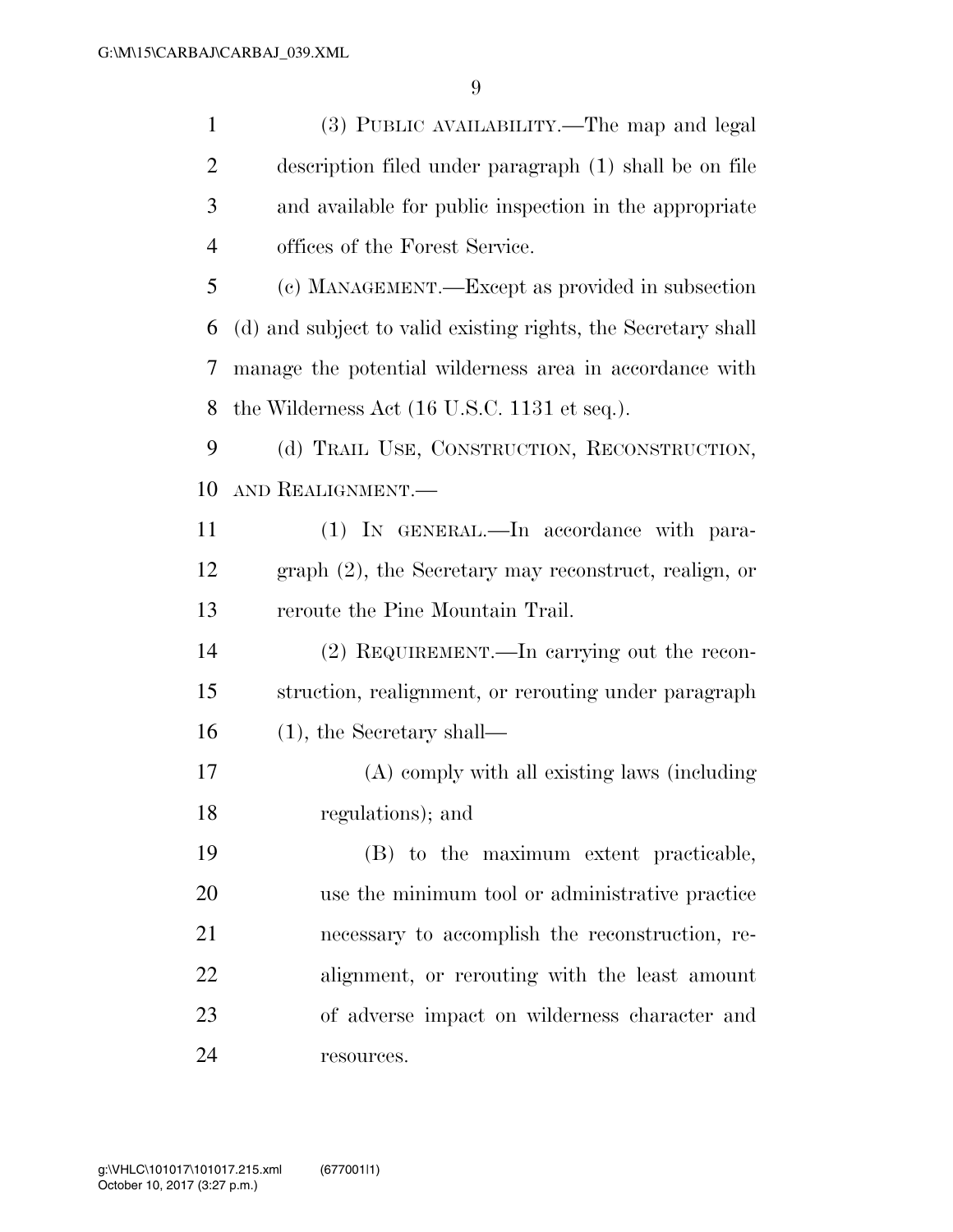(3) PUBLIC AVAILABILITY.—The map and legal description filed under paragraph (1) shall be on file and available for public inspection in the appropriate offices of the Forest Service.

(c) MANAGEMENT.—Except as provided in subsection (d) and subject to valid existing rights, the Secretary shall manage the potential wilderness area in accordance with the Wilderness Act (16 U.S.C. 1131 et seq.).

(d) TRAIL USE, CONSTRUCTION, RECONSTRUCTION, AND REALIGNMENT.—

(1) IN GENERAL.—In accordance with paragraph (2), the Secretary may reconstruct, realign, or reroute the Pine Mountain Trail.

(2) REQUIREMENT.—In carrying out the reconstruction, realignment, or rerouting under paragraph (1), the Secretary shall—

(A) comply with all existing laws (including regulations); and

(B) to the maximum extent practicable, use the minimum tool or administrative practice necessary to accomplish the reconstruction, realignment, or rerouting with the least amount of adverse impact on wilderness character and resources.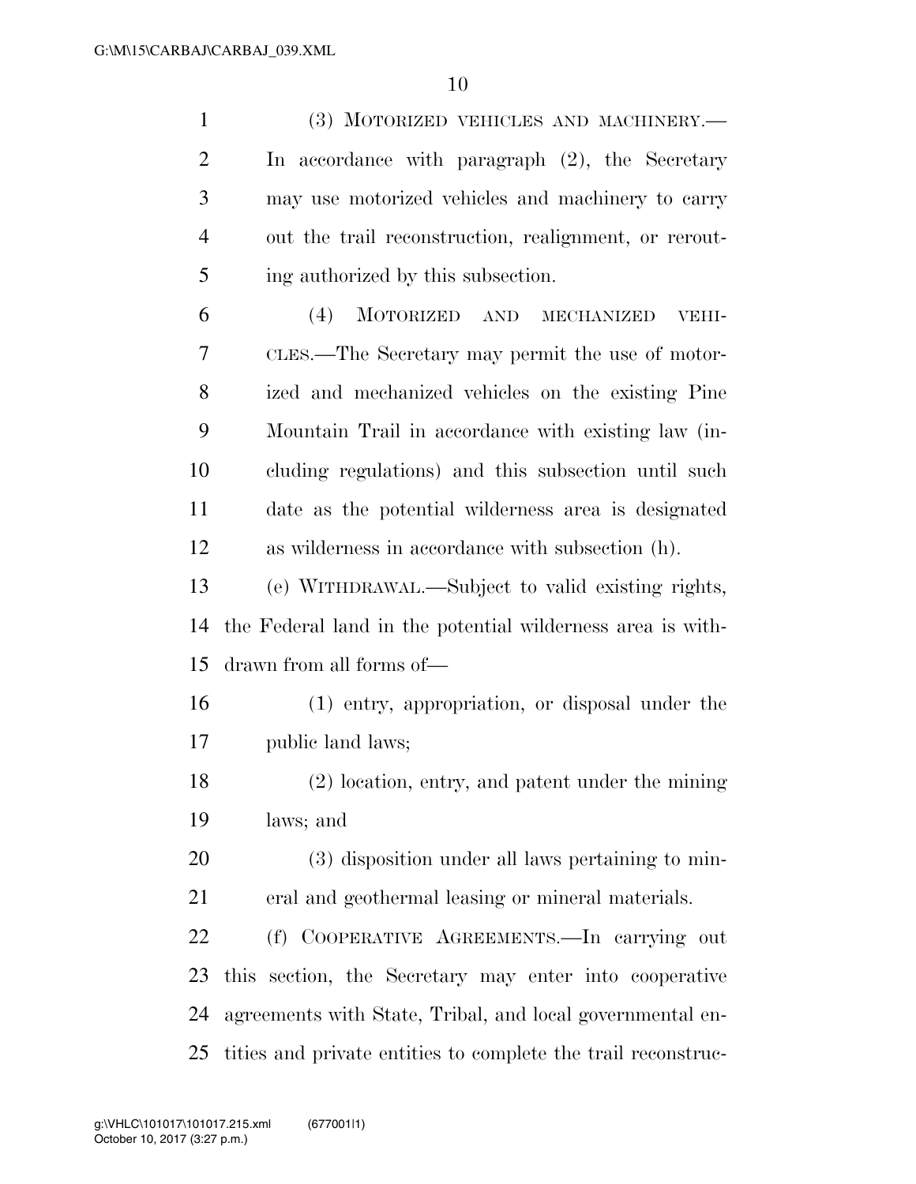(3) MOTORIZED VEHICLES AND MACHINERY.—In accordance with paragraph (2), the Secretary may use motorized vehicles and machinery to carry out the trail reconstruction, realignment, or rerouting authorized by this subsection.

(4) MOTORIZED AND MECHANIZED VEHICLES.—The Secretary may permit the use of motorized and mechanized vehicles on the existing Pine Mountain Trail in accordance with existing law (including regulations) and this subsection until such date as the potential wilderness area is designated as wilderness in accordance with subsection (h).

(e) WITHDRAWAL.—Subject to valid existing rights, the Federal land in the potential wilderness area is withdrawn from all forms of—

(1) entry, appropriation, or disposal under the public land laws;

(2) location, entry, and patent under the mining laws; and

(3) disposition under all laws pertaining to mineral and geothermal leasing or mineral materials.

(f) COOPERATIVE AGREEMENTS.—In carrying out this section, the Secretary may enter into cooperative agreements with State, Tribal, and local governmental entities and private entities to complete the trail reconstruc-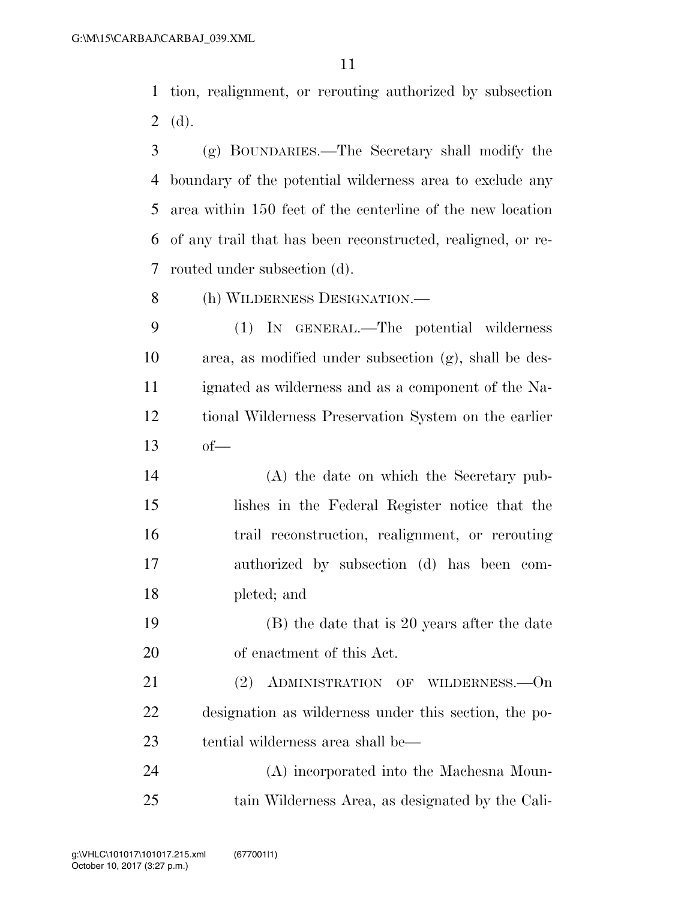tion, realignment, or rerouting authorized by subsection (d).

(g) BOUNDARIES.—The Secretary shall modify the boundary of the potential wilderness area to exclude any area within 150 feet of the centerline of the new location of any trail that has been reconstructed, realigned, or rerouted under subsection (d).

(h) WILDERNESS DESIGNATION.—

(1) IN GENERAL.—The potential wilderness area, as modified under subsection (g), shall be designated as wilderness and as a component of the National Wilderness Preservation System on the earlier of—

(A) the date on which the Secretary publishes in the Federal Register notice that the trail reconstruction, realignment, or rerouting authorized by subsection (d) has been completed; and

(B) the date that is 20 years after the date of enactment of this Act.

(2) ADMINISTRATION OF WILDERNESS.—On designation as wilderness under this section, the potential wilderness area shall be—

(A) incorporated into the Machesna Mountain Wilderness Area, as designated by the Cali-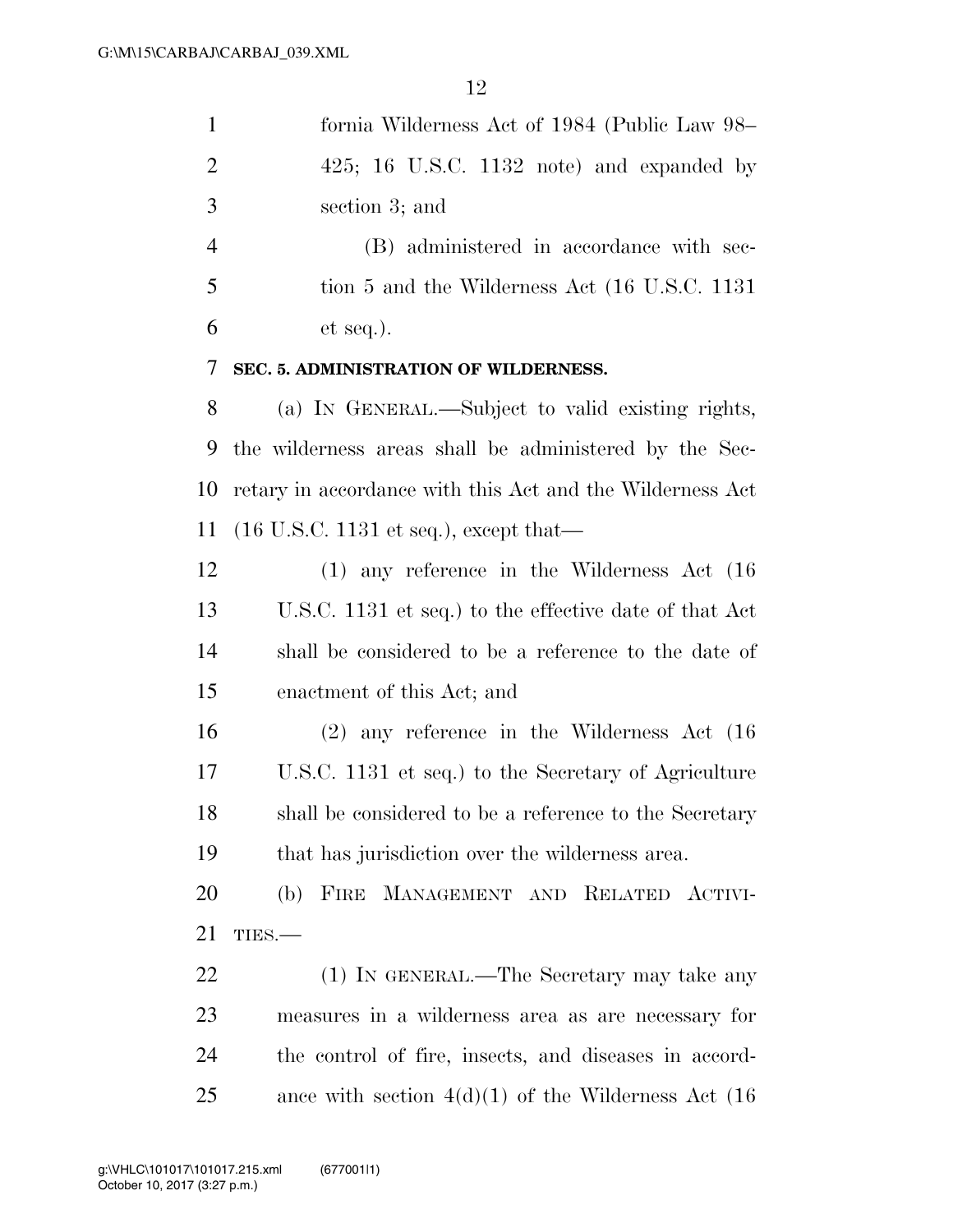fornia Wilderness Act of 1984 (Public Law 98–425; 16 U.S.C. 1132 note) and expanded by section 3; and

(B) administered in accordance with section 5 and the Wilderness Act (16 U.S.C. 1131 et seq.).

**SEC. 5. ADMINISTRATION OF WILDERNESS.**

(a) IN GENERAL.—Subject to valid existing rights, the wilderness areas shall be administered by the Secretary in accordance with this Act and the Wilderness Act (16 U.S.C. 1131 et seq.), except that—

(1) any reference in the Wilderness Act (16 U.S.C. 1131 et seq.) to the effective date of that Act shall be considered to be a reference to the date of enactment of this Act; and

(2) any reference in the Wilderness Act (16 U.S.C. 1131 et seq.) to the Secretary of Agriculture shall be considered to be a reference to the Secretary that has jurisdiction over the wilderness area.

(b) FIRE MANAGEMENT AND RELATED ACTIVITIES.—

(1) IN GENERAL.—The Secretary may take any measures in a wilderness area as are necessary for the control of fire, insects, and diseases in accordance with section 4(d)(1) of the Wilderness Act (16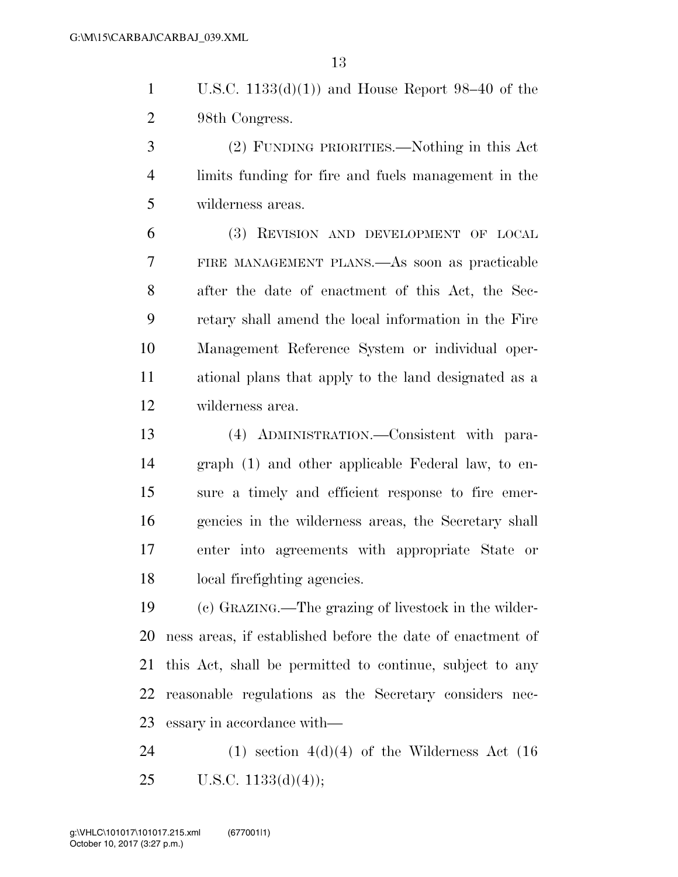U.S.C. 1133(d)(1)) and House Report 98–40 of the 98th Congress.

(2) FUNDING PRIORITIES.—Nothing in this Act limits funding for fire and fuels management in the wilderness areas.

(3) REVISION AND DEVELOPMENT OF LOCAL FIRE MANAGEMENT PLANS.—As soon as practicable after the date of enactment of this Act, the Secretary shall amend the local information in the Fire Management Reference System or individual operational plans that apply to the land designated as a wilderness area.

(4) ADMINISTRATION.—Consistent with paragraph (1) and other applicable Federal law, to ensure a timely and efficient response to fire emergencies in the wilderness areas, the Secretary shall enter into agreements with appropriate State or local firefighting agencies.

(c) GRAZING.—The grazing of livestock in the wilderness areas, if established before the date of enactment of this Act, shall be permitted to continue, subject to any reasonable regulations as the Secretary considers necessary in accordance with—

(1) section 4(d)(4) of the Wilderness Act (16 U.S.C. 1133(d)(4));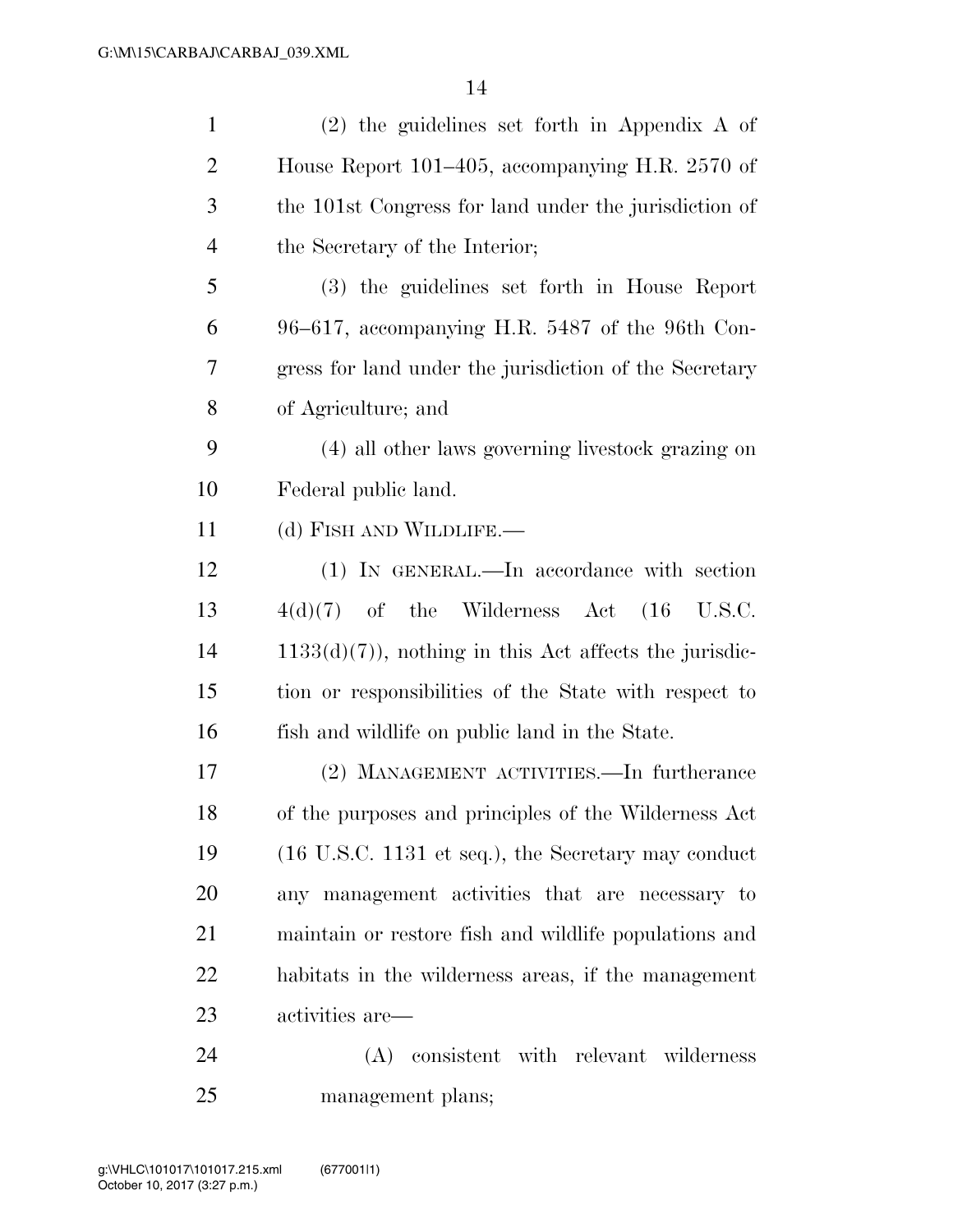(2) the guidelines set forth in Appendix A of House Report 101–405, accompanying H.R. 2570 of the 101st Congress for land under the jurisdiction of the Secretary of the Interior;

(3) the guidelines set forth in House Report 96–617, accompanying H.R. 5487 of the 96th Congress for land under the jurisdiction of the Secretary of Agriculture; and

(4) all other laws governing livestock grazing on Federal public land.

(d) FISH AND WILDLIFE.—

(1) IN GENERAL.—In accordance with section 4(d)(7) of the Wilderness Act (16 U.S.C. 1133(d)(7)), nothing in this Act affects the jurisdiction or responsibilities of the State with respect to fish and wildlife on public land in the State.

(2) MANAGEMENT ACTIVITIES.—In furtherance of the purposes and principles of the Wilderness Act (16 U.S.C. 1131 et seq.), the Secretary may conduct any management activities that are necessary to maintain or restore fish and wildlife populations and habitats in the wilderness areas, if the management activities are—

(A) consistent with relevant wilderness management plans;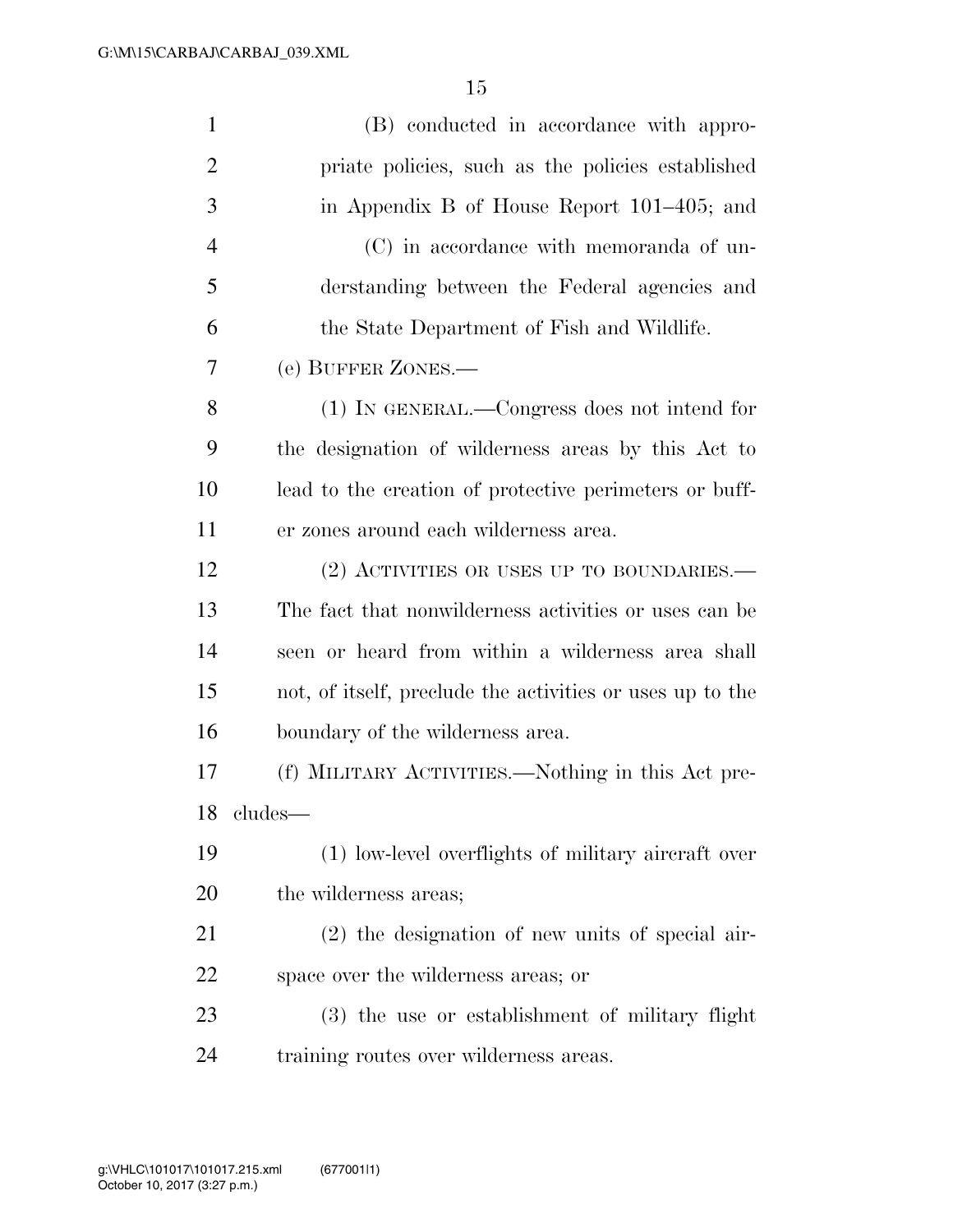(B) conducted in accordance with appropriate policies, such as the policies established in Appendix B of House Report 101–405; and

(C) in accordance with memoranda of understanding between the Federal agencies and the State Department of Fish and Wildlife.

(e) BUFFER ZONES.—

(1) IN GENERAL.—Congress does not intend for the designation of wilderness areas by this Act to lead to the creation of protective perimeters or buffer zones around each wilderness area.

(2) ACTIVITIES OR USES UP TO BOUNDARIES.—The fact that nonwilderness activities or uses can be seen or heard from within a wilderness area shall not, of itself, preclude the activities or uses up to the boundary of the wilderness area.

(f) MILITARY ACTIVITIES.—Nothing in this Act precludes—

(1) low-level overflights of military aircraft over the wilderness areas;

(2) the designation of new units of special airspace over the wilderness areas; or

(3) the use or establishment of military flight training routes over wilderness areas.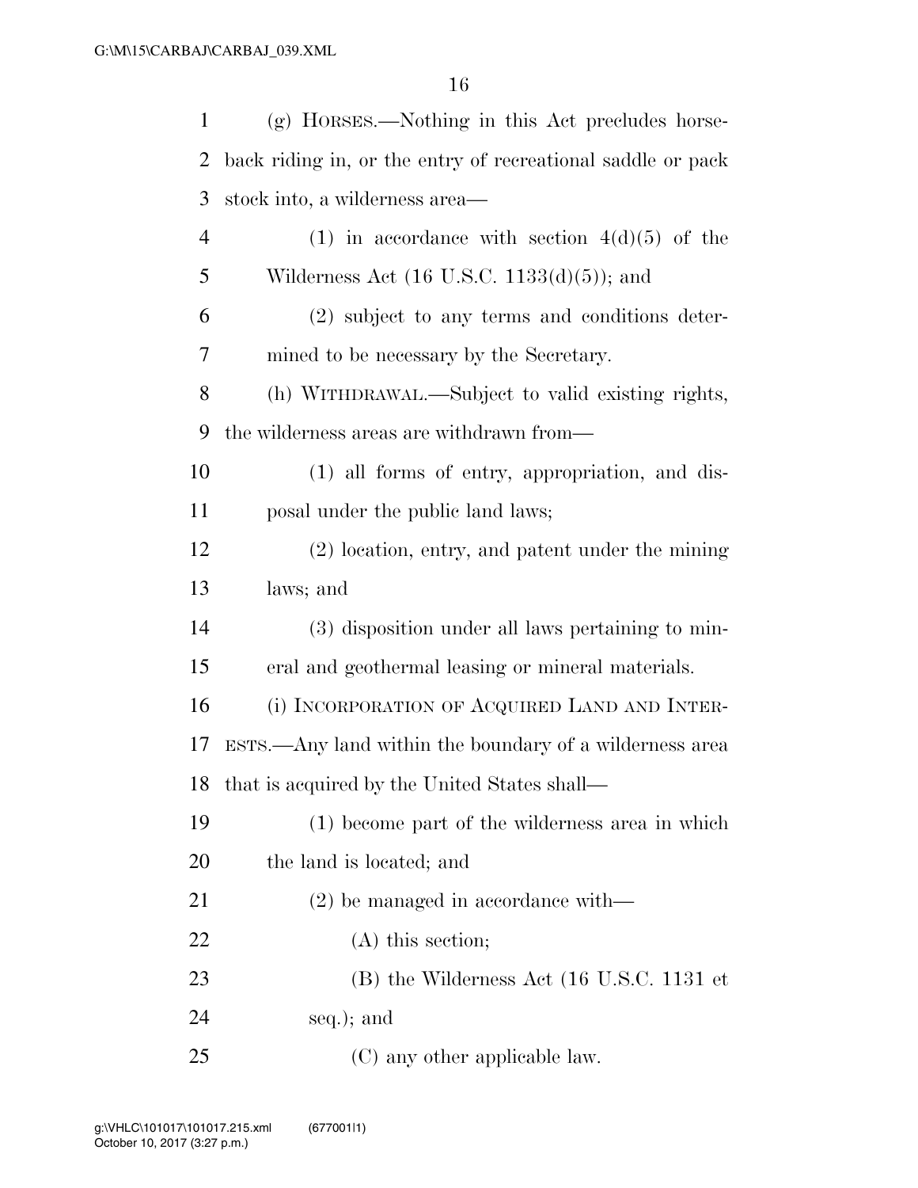(g) HORSES.—Nothing in this Act precludes horseback riding in, or the entry of recreational saddle or pack stock into, a wilderness area—

(1) in accordance with section 4(d)(5) of the Wilderness Act (16 U.S.C. 1133(d)(5)); and

(2) subject to any terms and conditions determined to be necessary by the Secretary.

(h) WITHDRAWAL.—Subject to valid existing rights, the wilderness areas are withdrawn from—

(1) all forms of entry, appropriation, and disposal under the public land laws;

(2) location, entry, and patent under the mining laws; and

(3) disposition under all laws pertaining to mineral and geothermal leasing or mineral materials.

(i) INCORPORATION OF ACQUIRED LAND AND INTERESTS.—Any land within the boundary of a wilderness area that is acquired by the United States shall—

(1) become part of the wilderness area in which the land is located; and

(2) be managed in accordance with—

(A) this section;

(B) the Wilderness Act (16 U.S.C. 1131 et seq.); and

(C) any other applicable law.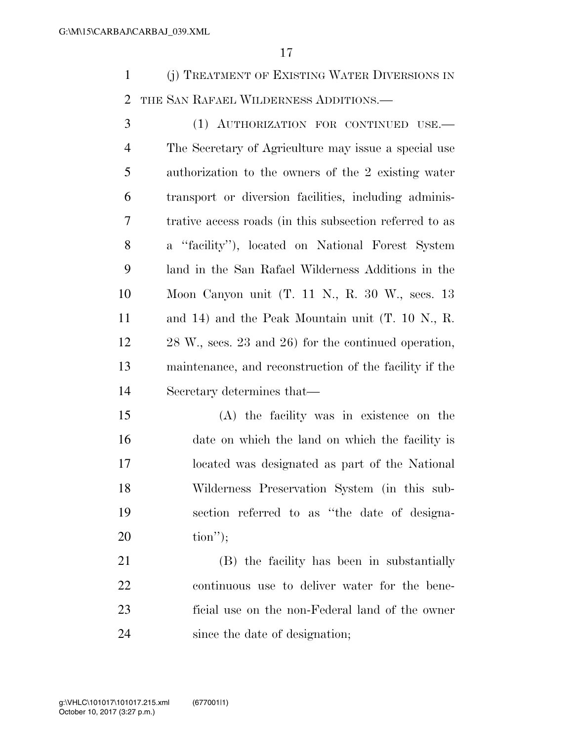(j) TREATMENT OF EXISTING WATER DIVERSIONS IN THE SAN RAFAEL WILDERNESS ADDITIONS.—

(1) AUTHORIZATION FOR CONTINUED USE.— The Secretary of Agriculture may issue a special use authorization to the owners of the 2 existing water transport or diversion facilities, including administrative access roads (in this subsection referred to as a ''facility''), located on National Forest System land in the San Rafael Wilderness Additions in the Moon Canyon unit (T. 11 N., R. 30 W., secs. 13 and 14) and the Peak Mountain unit (T. 10 N., R. 28 W., secs. 23 and 26) for the continued operation, maintenance, and reconstruction of the facility if the Secretary determines that—

(A) the facility was in existence on the date on which the land on which the facility is located was designated as part of the National Wilderness Preservation System (in this subsection referred to as ''the date of designation'');

(B) the facility has been in substantially continuous use to deliver water for the beneficial use on the non-Federal land of the owner since the date of designation;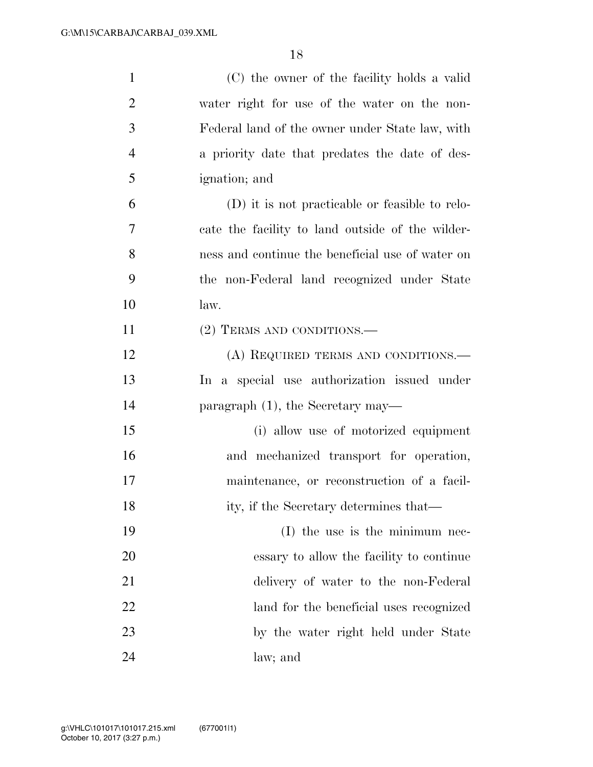(C) the owner of the facility holds a valid water right for use of the water on the non-Federal land of the owner under State law, with a priority date that predates the date of designation; and

(D) it is not practicable or feasible to relocate the facility to land outside of the wilderness and continue the beneficial use of water on the non-Federal land recognized under State law.

(2) TERMS AND CONDITIONS.—

(A) REQUIRED TERMS AND CONDITIONS.— In a special use authorization issued under paragraph (1), the Secretary may—

(i) allow use of motorized equipment and mechanized transport for operation, maintenance, or reconstruction of a facility, if the Secretary determines that—

(I) the use is the minimum necessary to allow the facility to continue delivery of water to the non-Federal land for the beneficial uses recognized by the water right held under State law; and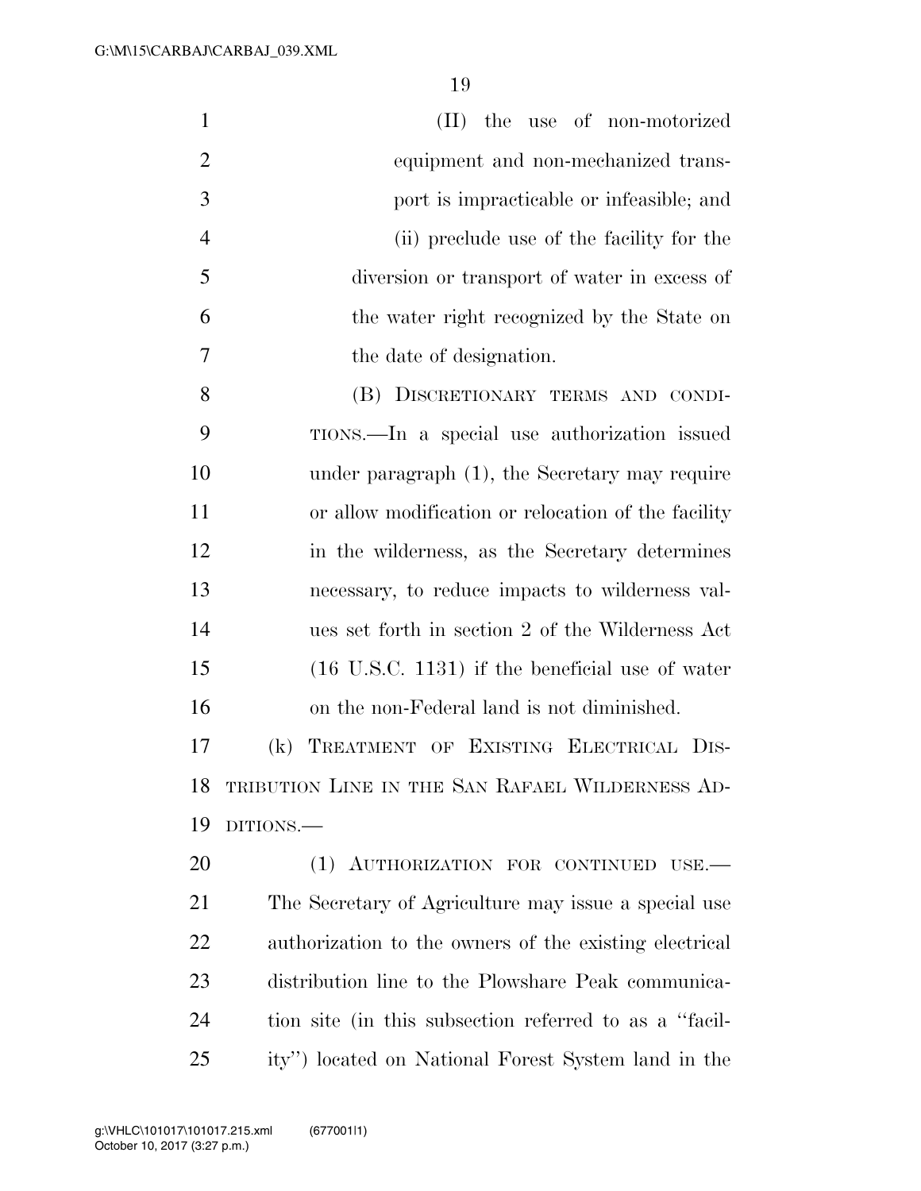(II) the use of non-motorized equipment and non-mechanized transport is impracticable or infeasible; and

(ii) preclude use of the facility for the diversion or transport of water in excess of the water right recognized by the State on the date of designation.

(B) DISCRETIONARY TERMS AND CONDITIONS.—In a special use authorization issued under paragraph (1), the Secretary may require or allow modification or relocation of the facility in the wilderness, as the Secretary determines necessary, to reduce impacts to wilderness values set forth in section 2 of the Wilderness Act (16 U.S.C. 1131) if the beneficial use of water on the non-Federal land is not diminished.

(k) TREATMENT OF EXISTING ELECTRICAL DISTRIBUTION LINE IN THE SAN RAFAEL WILDERNESS ADDITIONS.—

(1) AUTHORIZATION FOR CONTINUED USE.—The Secretary of Agriculture may issue a special use authorization to the owners of the existing electrical distribution line to the Plowshare Peak communication site (in this subsection referred to as a ''facility'') located on National Forest System land in the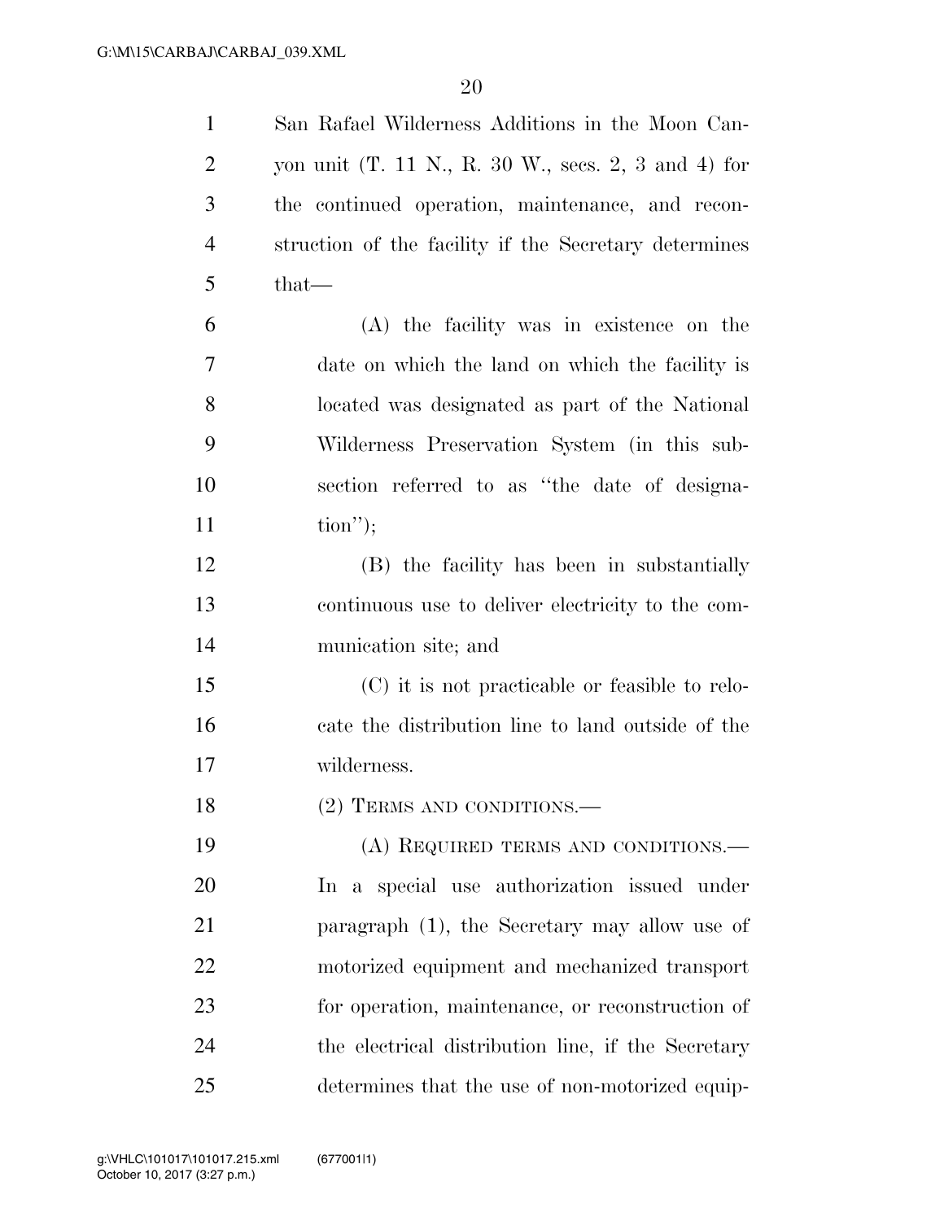San Rafael Wilderness Additions in the Moon Canyon unit (T. 11 N., R. 30 W., secs. 2, 3 and 4) for the continued operation, maintenance, and reconstruction of the facility if the Secretary determines that—

(A) the facility was in existence on the date on which the land on which the facility is located was designated as part of the National Wilderness Preservation System (in this subsection referred to as "the date of designation");

(B) the facility has been in substantially continuous use to deliver electricity to the communication site; and

(C) it is not practicable or feasible to relocate the distribution line to land outside of the wilderness.

(2) TERMS AND CONDITIONS.—

(A) REQUIRED TERMS AND CONDITIONS.— In a special use authorization issued under paragraph (1), the Secretary may allow use of motorized equipment and mechanized transport for operation, maintenance, or reconstruction of the electrical distribution line, if the Secretary determines that the use of non-motorized equip-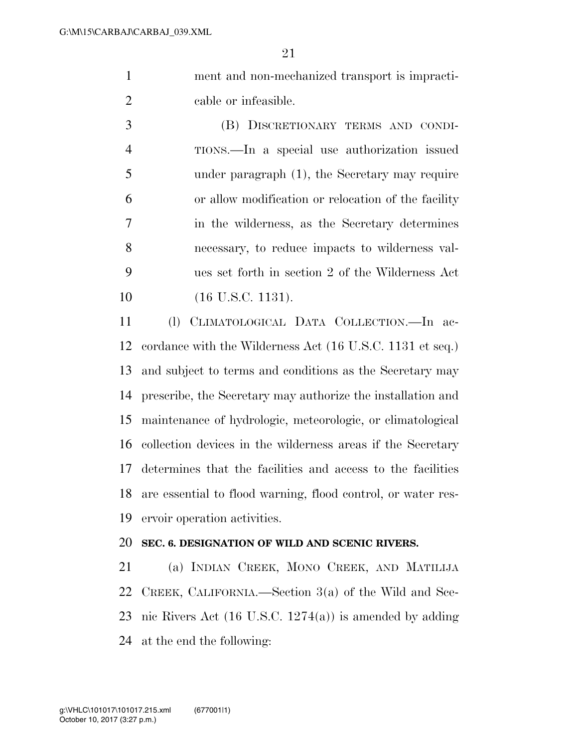ment and non-mechanized transport is impracticable or infeasible.

(B) DISCRETIONARY TERMS AND CONDITIONS.—In a special use authorization issued under paragraph (1), the Secretary may require or allow modification or relocation of the facility in the wilderness, as the Secretary determines necessary, to reduce impacts to wilderness values set forth in section 2 of the Wilderness Act (16 U.S.C. 1131).

(l) CLIMATOLOGICAL DATA COLLECTION.—In accordance with the Wilderness Act (16 U.S.C. 1131 et seq.) and subject to terms and conditions as the Secretary may prescribe, the Secretary may authorize the installation and maintenance of hydrologic, meteorologic, or climatological collection devices in the wilderness areas if the Secretary determines that the facilities and access to the facilities are essential to flood warning, flood control, or water reservoir operation activities.

**SEC. 6. DESIGNATION OF WILD AND SCENIC RIVERS.**

(a) INDIAN CREEK, MONO CREEK, AND MATILIJA CREEK, CALIFORNIA.—Section 3(a) of the Wild and Scenic Rivers Act (16 U.S.C. 1274(a)) is amended by adding at the end the following: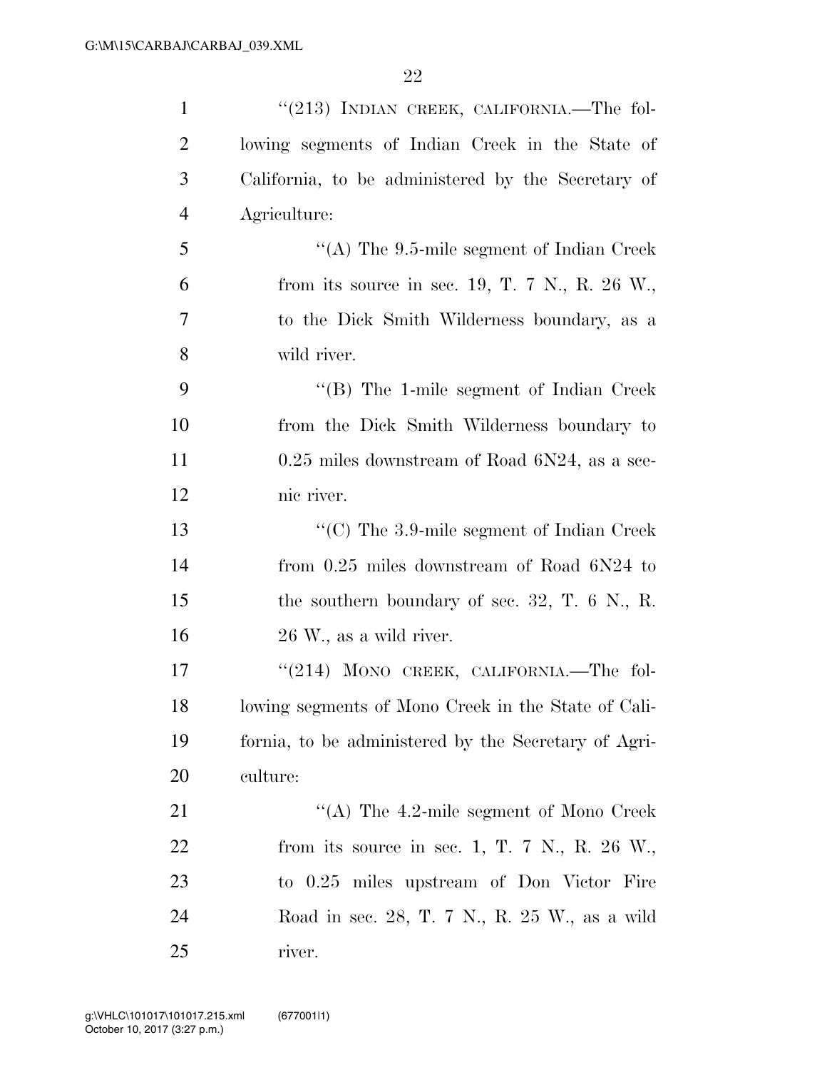"(213) INDIAN CREEK, CALIFORNIA.—The following segments of Indian Creek in the State of California, to be administered by the Secretary of Agriculture:

"(A) The 9.5-mile segment of Indian Creek from its source in sec. 19, T. 7 N., R. 26 W., to the Dick Smith Wilderness boundary, as a wild river.

"(B) The 1-mile segment of Indian Creek from the Dick Smith Wilderness boundary to 0.25 miles downstream of Road 6N24, as a scenic river.

"(C) The 3.9-mile segment of Indian Creek from 0.25 miles downstream of Road 6N24 to the southern boundary of sec. 32, T. 6 N., R. 26 W., as a wild river.

"(214) MONO CREEK, CALIFORNIA.—The following segments of Mono Creek in the State of California, to be administered by the Secretary of Agriculture:

"(A) The 4.2-mile segment of Mono Creek from its source in sec. 1, T. 7 N., R. 26 W., to 0.25 miles upstream of Don Victor Fire Road in sec. 28, T. 7 N., R. 25 W., as a wild river.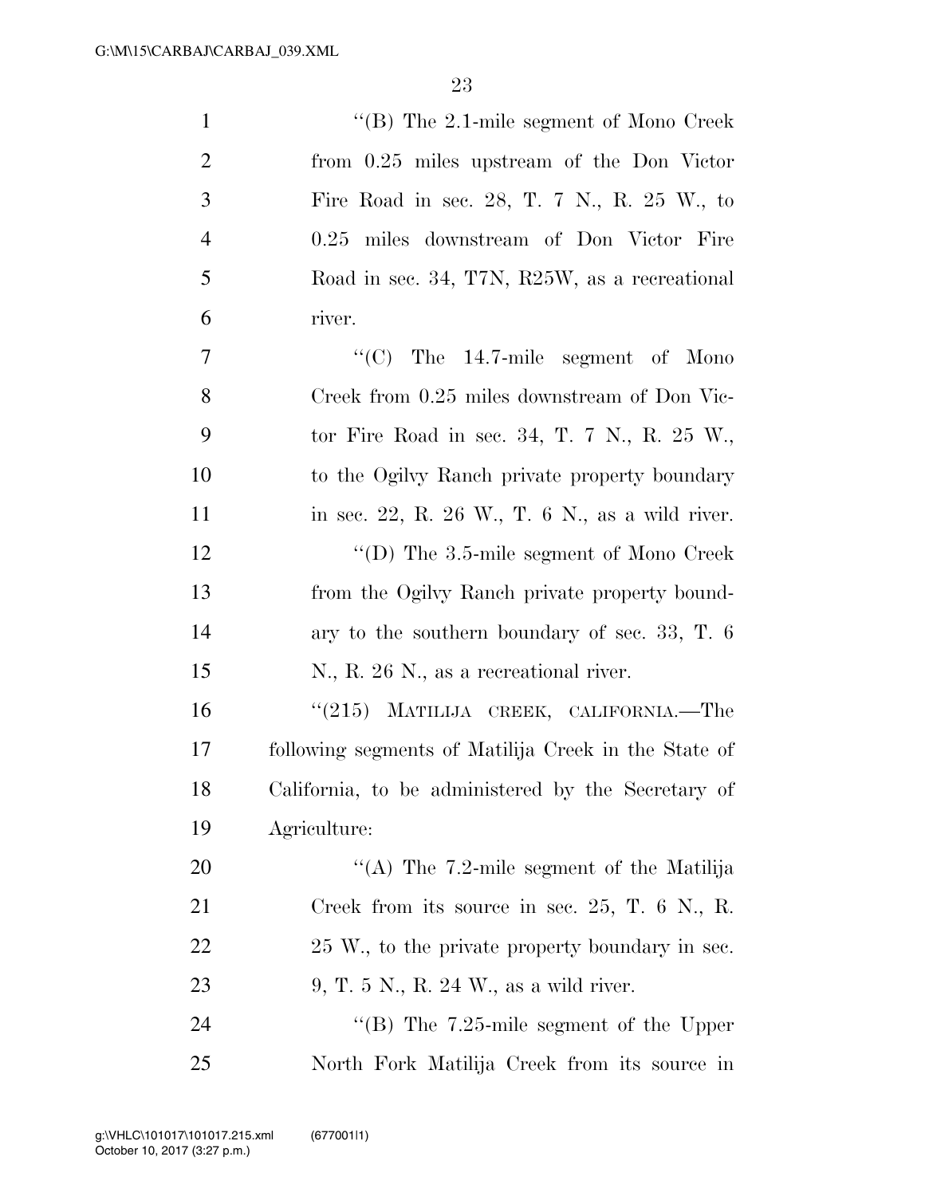"(B) The 2.1-mile segment of Mono Creek from 0.25 miles upstream of the Don Victor Fire Road in sec. 28, T. 7 N., R. 25 W., to 0.25 miles downstream of Don Victor Fire Road in sec. 34, T7N, R25W, as a recreational river.

"(C) The 14.7-mile segment of Mono Creek from 0.25 miles downstream of Don Victor Fire Road in sec. 34, T. 7 N., R. 25 W., to the Ogilvy Ranch private property boundary in sec. 22, R. 26 W., T. 6 N., as a wild river.

"(D) The 3.5-mile segment of Mono Creek from the Ogilvy Ranch private property boundary to the southern boundary of sec. 33, T. 6 N., R. 26 N., as a recreational river.

"(215) MATILIJA CREEK, CALIFORNIA.—The following segments of Matilija Creek in the State of California, to be administered by the Secretary of Agriculture:

"(A) The 7.2-mile segment of the Matilija Creek from its source in sec. 25, T. 6 N., R. 25 W., to the private property boundary in sec. 9, T. 5 N., R. 24 W., as a wild river.

"(B) The 7.25-mile segment of the Upper North Fork Matilija Creek from its source in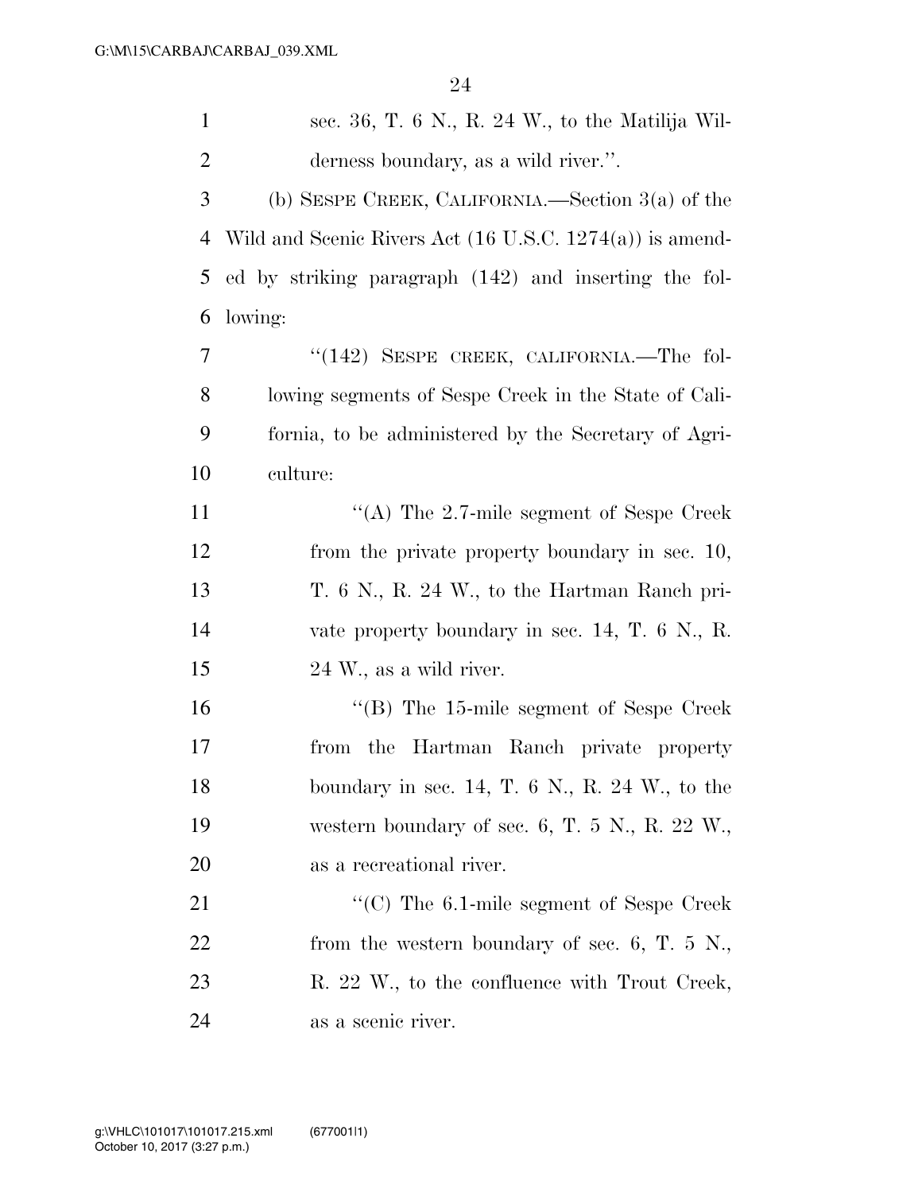sec. 36, T. 6 N., R. 24 W., to the Matilija Wilderness boundary, as a wild river.''.

(b) SESPE CREEK, CALIFORNIA.—Section 3(a) of the Wild and Scenic Rivers Act (16 U.S.C. 1274(a)) is amended by striking paragraph (142) and inserting the following:

"(142) SESPE CREEK, CALIFORNIA.—The following segments of Sespe Creek in the State of California, to be administered by the Secretary of Agriculture:

"(A) The 2.7-mile segment of Sespe Creek from the private property boundary in sec. 10, T. 6 N., R. 24 W., to the Hartman Ranch private property boundary in sec. 14, T. 6 N., R. 24 W., as a wild river.

"(B) The 15-mile segment of Sespe Creek from the Hartman Ranch private property boundary in sec. 14, T. 6 N., R. 24 W., to the western boundary of sec. 6, T. 5 N., R. 22 W., as a recreational river.

"(C) The 6.1-mile segment of Sespe Creek from the western boundary of sec. 6, T. 5 N., R. 22 W., to the confluence with Trout Creek, as a scenic river.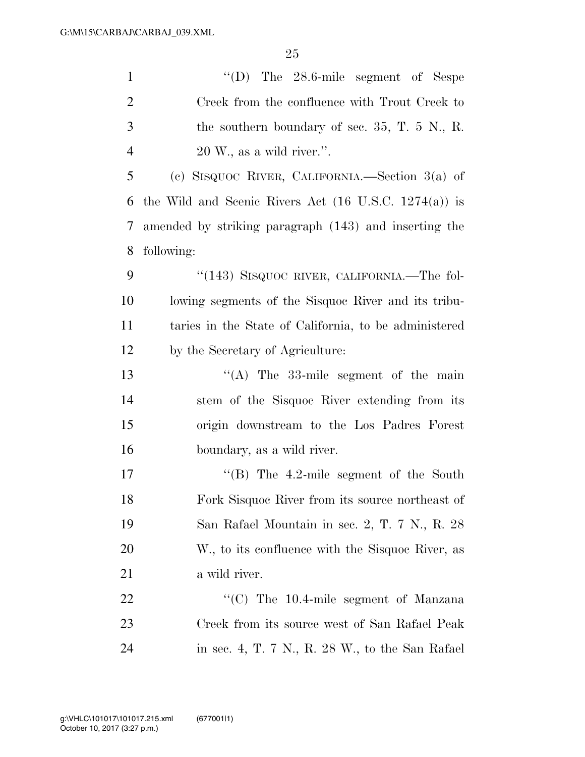"(D) The 28.6-mile segment of Sespe Creek from the confluence with Trout Creek to the southern boundary of sec. 35, T. 5 N., R. 20 W., as a wild river.".

(c) SISQUOC RIVER, CALIFORNIA.—Section 3(a) of the Wild and Scenic Rivers Act (16 U.S.C. 1274(a)) is amended by striking paragraph (143) and inserting the following:

"(143) SISQUOC RIVER, CALIFORNIA.—The following segments of the Sisquoc River and its tributaries in the State of California, to be administered by the Secretary of Agriculture:

"(A) The 33-mile segment of the main stem of the Sisquoc River extending from its origin downstream to the Los Padres Forest boundary, as a wild river.

"(B) The 4.2-mile segment of the South Fork Sisquoc River from its source northeast of San Rafael Mountain in sec. 2, T. 7 N., R. 28 W., to its confluence with the Sisquoc River, as a wild river.

"(C) The 10.4-mile segment of Manzana Creek from its source west of San Rafael Peak in sec. 4, T. 7 N., R. 28 W., to the San Rafael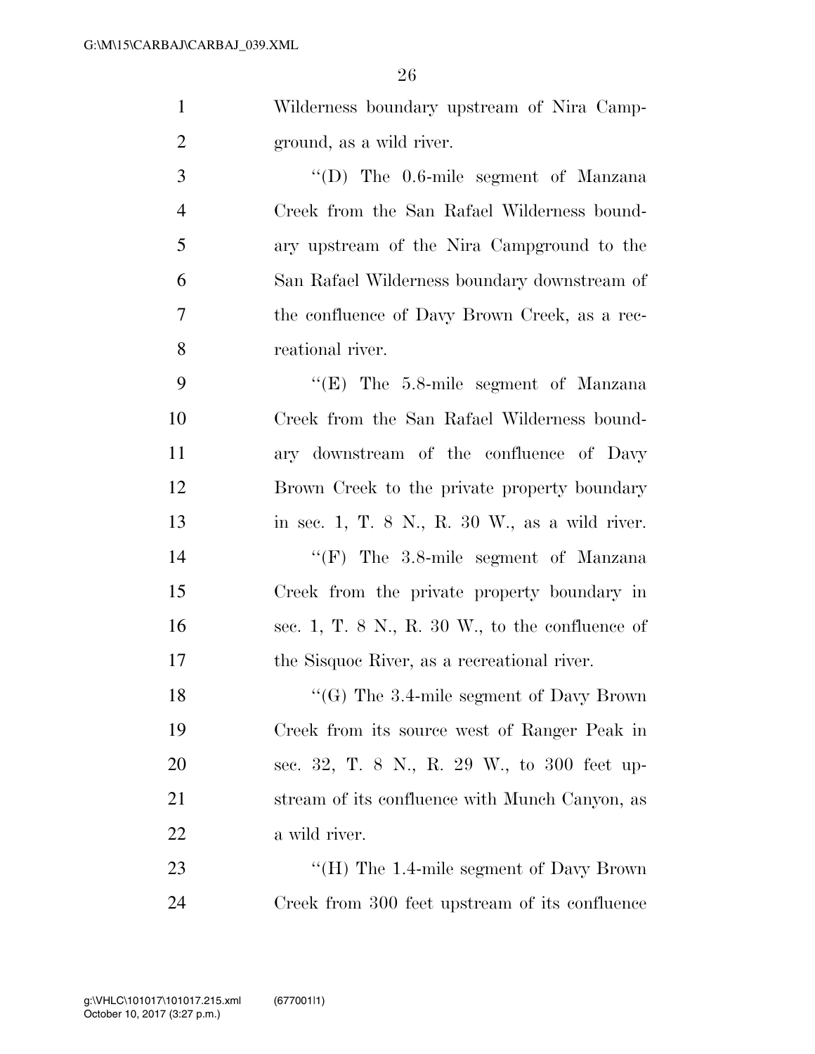Wilderness boundary upstream of Nira Campground, as a wild river.

''(D) The 0.6-mile segment of Manzana Creek from the San Rafael Wilderness boundary upstream of the Nira Campground to the San Rafael Wilderness boundary downstream of the confluence of Davy Brown Creek, as a recreational river.

''(E) The 5.8-mile segment of Manzana Creek from the San Rafael Wilderness boundary downstream of the confluence of Davy Brown Creek to the private property boundary in sec. 1, T. 8 N., R. 30 W., as a wild river.

''(F) The 3.8-mile segment of Manzana Creek from the private property boundary in sec. 1, T. 8 N., R. 30 W., to the confluence of the Sisquoc River, as a recreational river.

''(G) The 3.4-mile segment of Davy Brown Creek from its source west of Ranger Peak in sec. 32, T. 8 N., R. 29 W., to 300 feet upstream of its confluence with Munch Canyon, as a wild river.

''(H) The 1.4-mile segment of Davy Brown Creek from 300 feet upstream of its confluence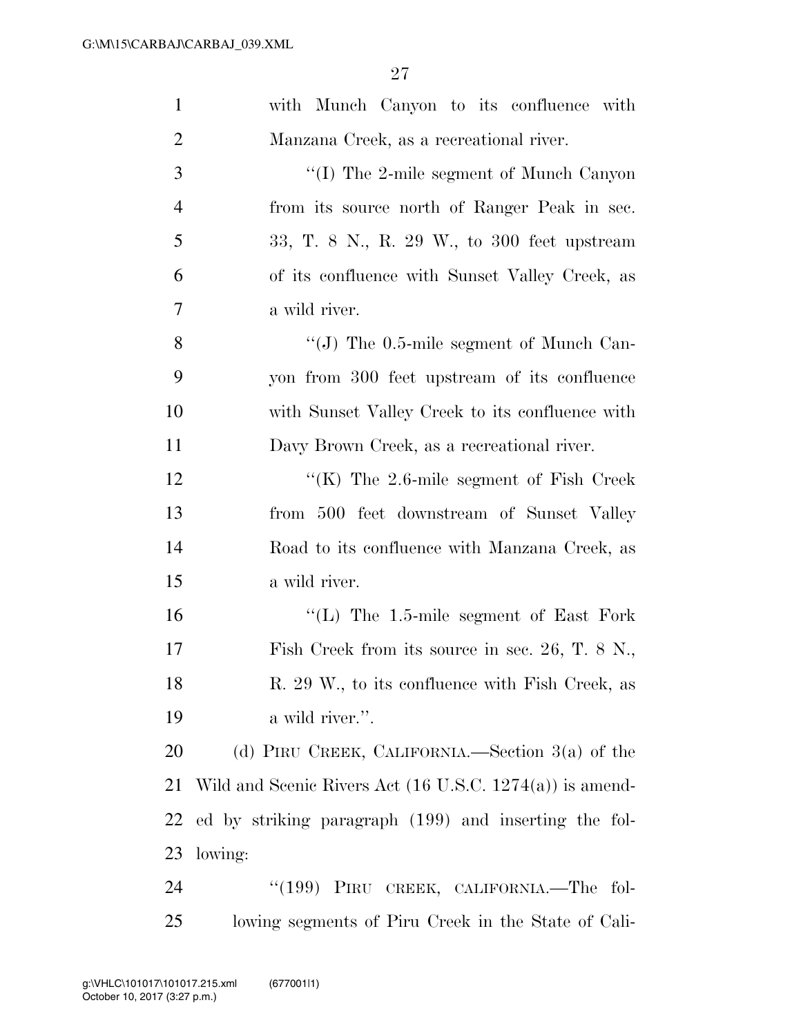with Munch Canyon to its confluence with Manzana Creek, as a recreational river.

''(I) The 2-mile segment of Munch Canyon from its source north of Ranger Peak in sec. 33, T. 8 N., R. 29 W., to 300 feet upstream of its confluence with Sunset Valley Creek, as a wild river.

''(J) The 0.5-mile segment of Munch Canyon from 300 feet upstream of its confluence with Sunset Valley Creek to its confluence with Davy Brown Creek, as a recreational river.

''(K) The 2.6-mile segment of Fish Creek from 500 feet downstream of Sunset Valley Road to its confluence with Manzana Creek, as a wild river.

''(L) The 1.5-mile segment of East Fork Fish Creek from its source in sec. 26, T. 8 N., R. 29 W., to its confluence with Fish Creek, as a wild river.''.

(d) PIRU CREEK, CALIFORNIA.—Section 3(a) of the Wild and Scenic Rivers Act (16 U.S.C. 1274(a)) is amended by striking paragraph (199) and inserting the following:

''(199) PIRU CREEK, CALIFORNIA.—The following segments of Piru Creek in the State of Cali-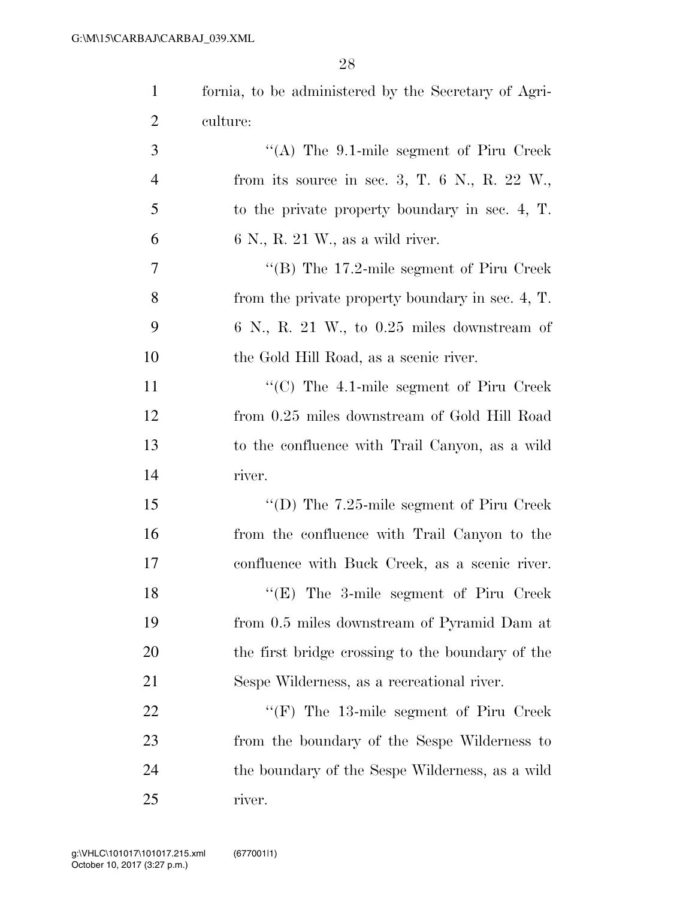fornia, to be administered by the Secretary of Agriculture:

"(A) The 9.1-mile segment of Piru Creek from its source in sec. 3, T. 6 N., R. 22 W., to the private property boundary in sec. 4, T. 6 N., R. 21 W., as a wild river.

"(B) The 17.2-mile segment of Piru Creek from the private property boundary in sec. 4, T. 6 N., R. 21 W., to 0.25 miles downstream of the Gold Hill Road, as a scenic river.

"(C) The 4.1-mile segment of Piru Creek from 0.25 miles downstream of Gold Hill Road to the confluence with Trail Canyon, as a wild river.

"(D) The 7.25-mile segment of Piru Creek from the confluence with Trail Canyon to the confluence with Buck Creek, as a scenic river.

"(E) The 3-mile segment of Piru Creek from 0.5 miles downstream of Pyramid Dam at the first bridge crossing to the boundary of the Sespe Wilderness, as a recreational river.

"(F) The 13-mile segment of Piru Creek from the boundary of the Sespe Wilderness to the boundary of the Sespe Wilderness, as a wild river.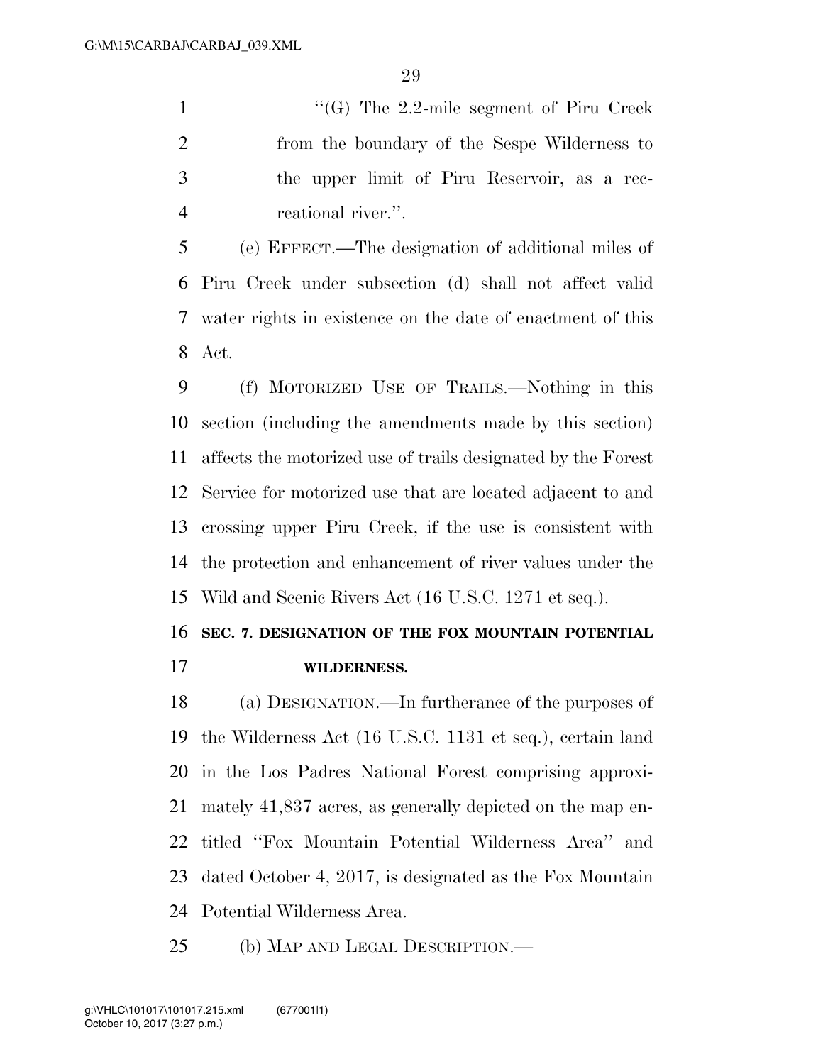"(G) The 2.2-mile segment of Piru Creek from the boundary of the Sespe Wilderness to the upper limit of Piru Reservoir, as a recreational river.".

(e) EFFECT.—The designation of additional miles of Piru Creek under subsection (d) shall not affect valid water rights in existence on the date of enactment of this Act.

(f) MOTORIZED USE OF TRAILS.—Nothing in this section (including the amendments made by this section) affects the motorized use of trails designated by the Forest Service for motorized use that are located adjacent to and crossing upper Piru Creek, if the use is consistent with the protection and enhancement of river values under the Wild and Scenic Rivers Act (16 U.S.C. 1271 et seq.).

**SEC. 7. DESIGNATION OF THE FOX MOUNTAIN POTENTIAL WILDERNESS.**

(a) DESIGNATION.—In furtherance of the purposes of the Wilderness Act (16 U.S.C. 1131 et seq.), certain land in the Los Padres National Forest comprising approximately 41,837 acres, as generally depicted on the map entitled "Fox Mountain Potential Wilderness Area" and dated October 4, 2017, is designated as the Fox Mountain Potential Wilderness Area.

(b) MAP AND LEGAL DESCRIPTION.—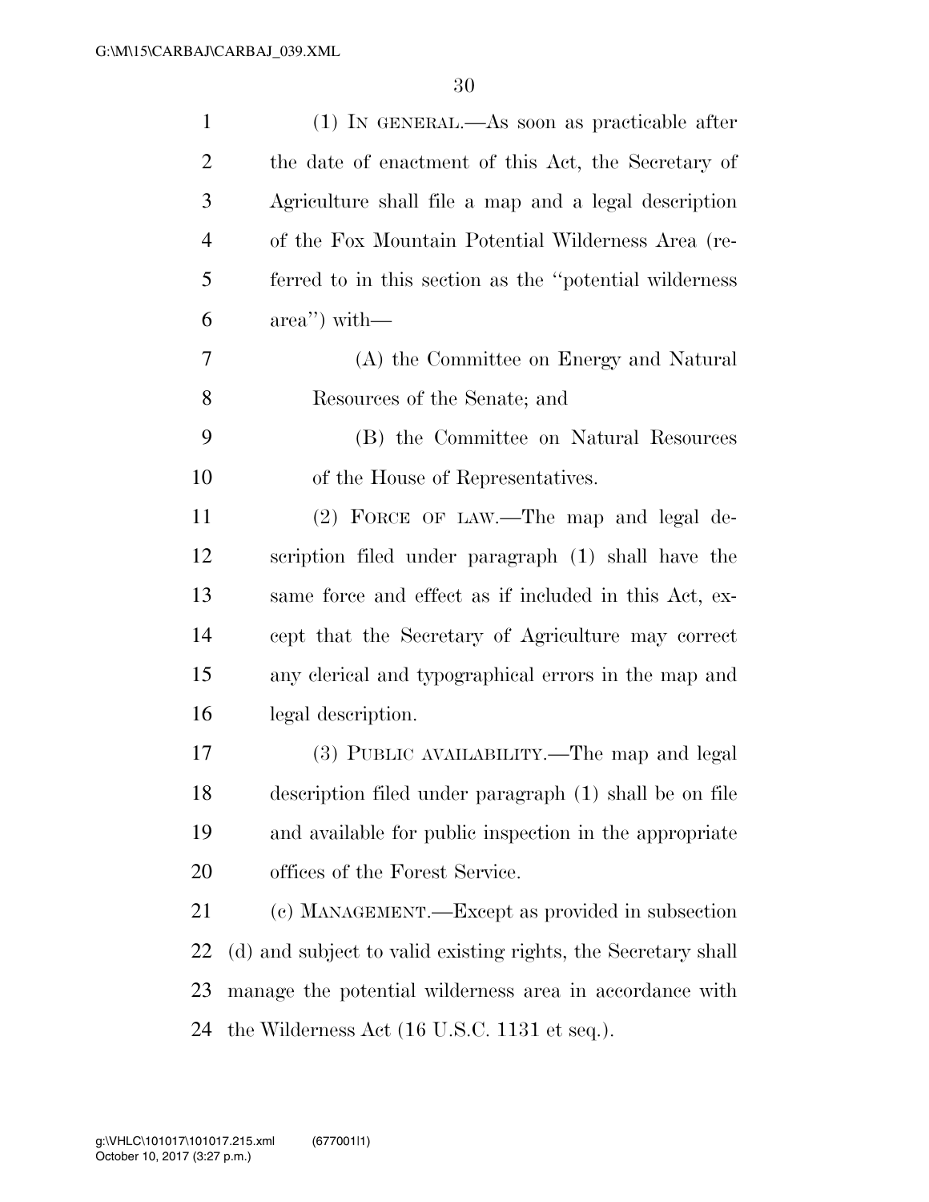(1) IN GENERAL.—As soon as practicable after the date of enactment of this Act, the Secretary of Agriculture shall file a map and a legal description of the Fox Mountain Potential Wilderness Area (referred to in this section as the "potential wilderness area") with—

(A) the Committee on Energy and Natural Resources of the Senate; and

(B) the Committee on Natural Resources of the House of Representatives.

(2) FORCE OF LAW.—The map and legal description filed under paragraph (1) shall have the same force and effect as if included in this Act, except that the Secretary of Agriculture may correct any clerical and typographical errors in the map and legal description.

(3) PUBLIC AVAILABILITY.—The map and legal description filed under paragraph (1) shall be on file and available for public inspection in the appropriate offices of the Forest Service.

(c) MANAGEMENT.—Except as provided in subsection (d) and subject to valid existing rights, the Secretary shall manage the potential wilderness area in accordance with the Wilderness Act (16 U.S.C. 1131 et seq.).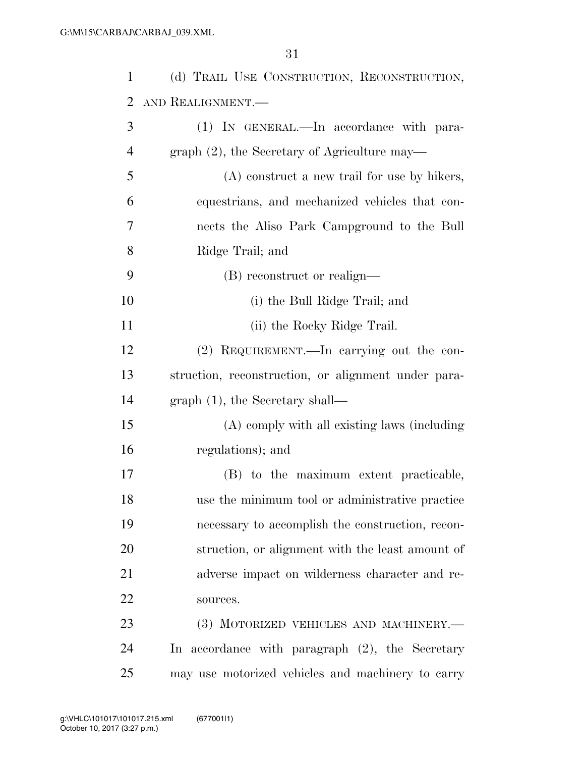(d) TRAIL USE CONSTRUCTION, RECONSTRUCTION, AND REALIGNMENT.—

(1) IN GENERAL.—In accordance with paragraph (2), the Secretary of Agriculture may—

(A) construct a new trail for use by hikers, equestrians, and mechanized vehicles that connects the Aliso Park Campground to the Bull Ridge Trail; and

(B) reconstruct or realign—

(i) the Bull Ridge Trail; and

(ii) the Rocky Ridge Trail.

(2) REQUIREMENT.—In carrying out the construction, reconstruction, or alignment under paragraph (1), the Secretary shall—

(A) comply with all existing laws (including regulations); and

(B) to the maximum extent practicable, use the minimum tool or administrative practice necessary to accomplish the construction, reconstruction, or alignment with the least amount of adverse impact on wilderness character and resources.

(3) MOTORIZED VEHICLES AND MACHINERY.—In accordance with paragraph (2), the Secretary may use motorized vehicles and machinery to carry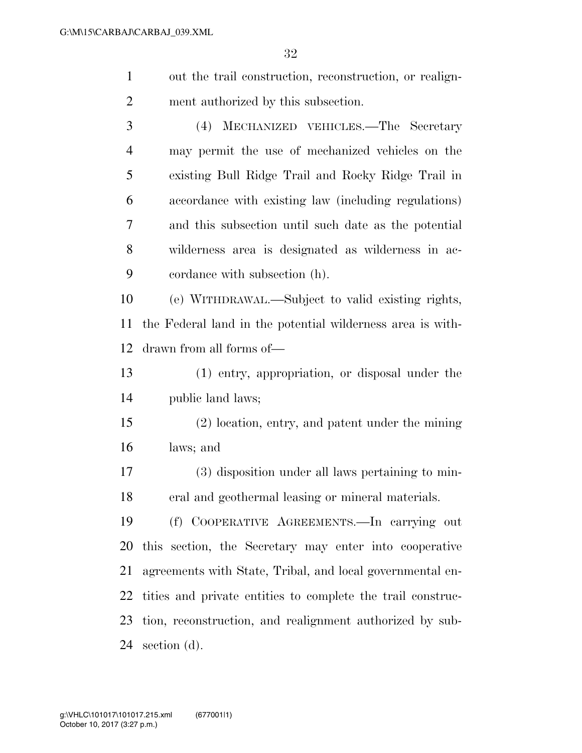out the trail construction, reconstruction, or realignment authorized by this subsection.

(4) MECHANIZED VEHICLES.—The Secretary may permit the use of mechanized vehicles on the existing Bull Ridge Trail and Rocky Ridge Trail in accordance with existing law (including regulations) and this subsection until such date as the potential wilderness area is designated as wilderness in accordance with subsection (h).

(e) WITHDRAWAL.—Subject to valid existing rights, the Federal land in the potential wilderness area is withdrawn from all forms of—

(1) entry, appropriation, or disposal under the public land laws;

(2) location, entry, and patent under the mining laws; and

(3) disposition under all laws pertaining to mineral and geothermal leasing or mineral materials.

(f) COOPERATIVE AGREEMENTS.—In carrying out this section, the Secretary may enter into cooperative agreements with State, Tribal, and local governmental entities and private entities to complete the trail construction, reconstruction, and realignment authorized by subsection (d).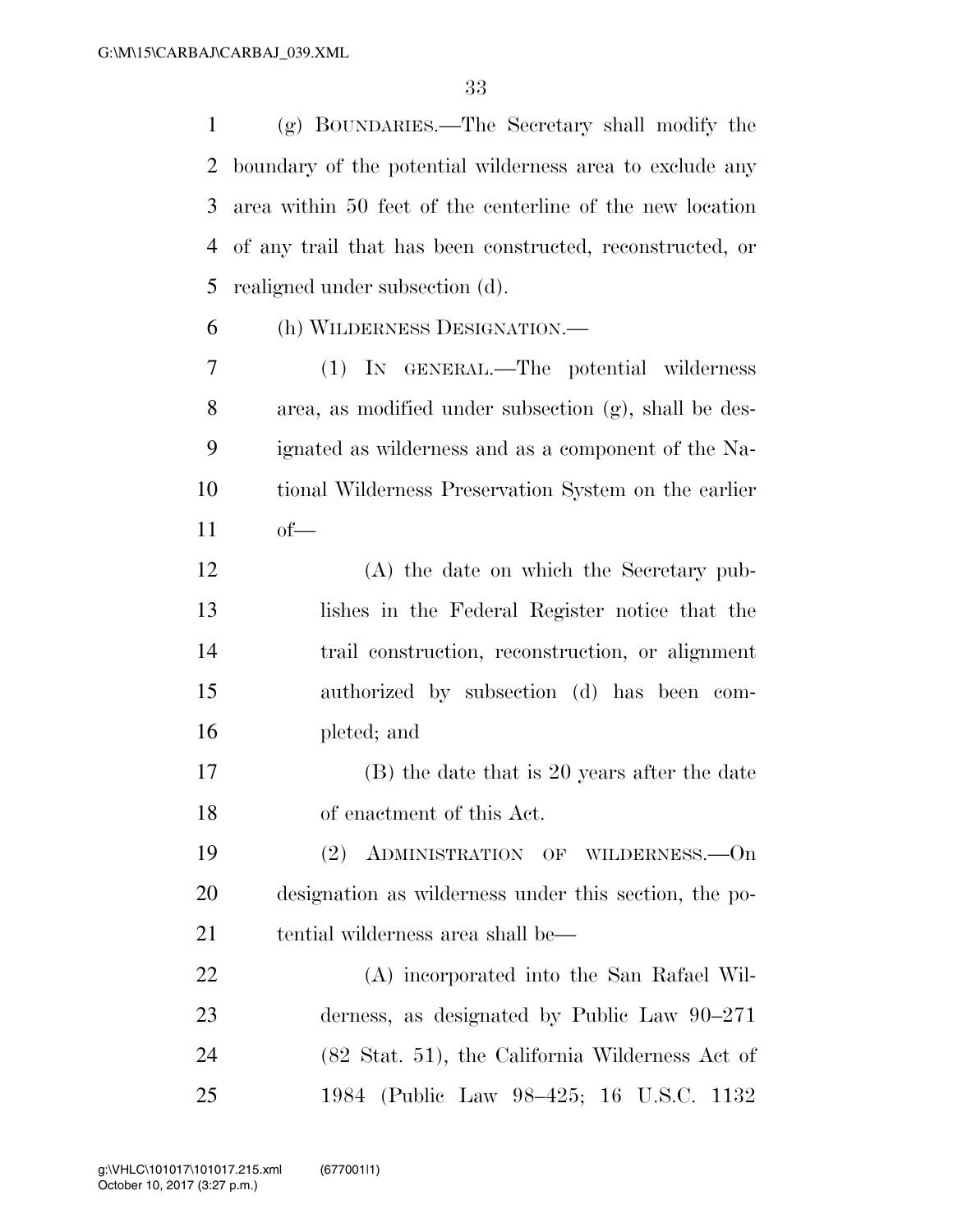(g) BOUNDARIES.—The Secretary shall modify the boundary of the potential wilderness area to exclude any area within 50 feet of the centerline of the new location of any trail that has been constructed, reconstructed, or realigned under subsection (d).

(h) WILDERNESS DESIGNATION.—

(1) IN GENERAL.—The potential wilderness area, as modified under subsection (g), shall be designated as wilderness and as a component of the National Wilderness Preservation System on the earlier of—

(A) the date on which the Secretary publishes in the Federal Register notice that the trail construction, reconstruction, or alignment authorized by subsection (d) has been completed; and

(B) the date that is 20 years after the date of enactment of this Act.

(2) ADMINISTRATION OF WILDERNESS.—On designation as wilderness under this section, the potential wilderness area shall be—

(A) incorporated into the San Rafael Wilderness, as designated by Public Law 90–271 (82 Stat. 51), the California Wilderness Act of 1984 (Public Law 98–425; 16 U.S.C. 1132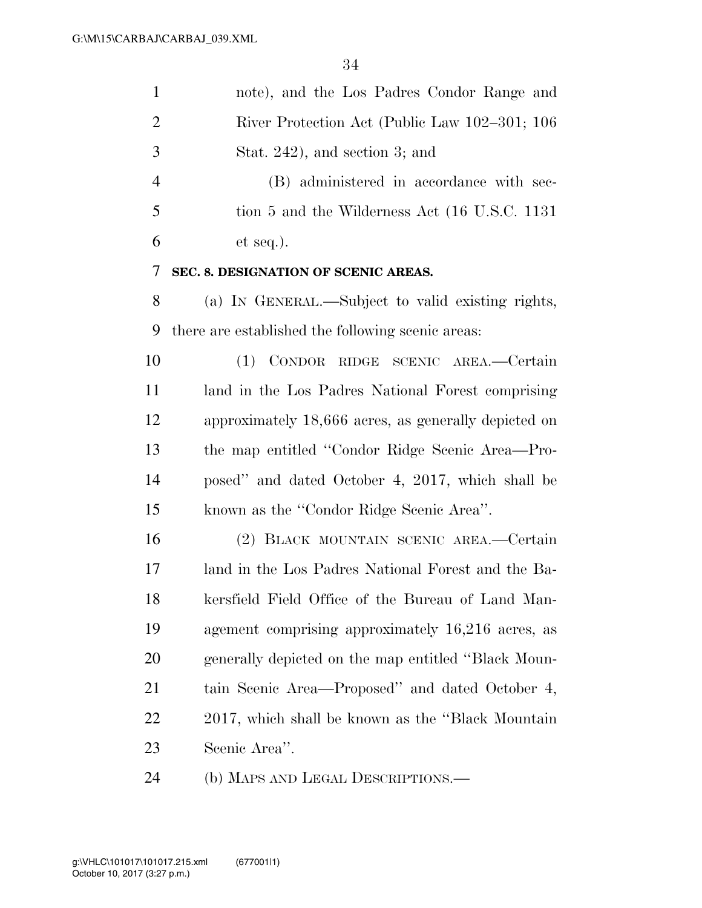note), and the Los Padres Condor Range and River Protection Act (Public Law 102–301; 106 Stat. 242), and section 3; and

(B) administered in accordance with section 5 and the Wilderness Act (16 U.S.C. 1131 et seq.).

**SEC. 8. DESIGNATION OF SCENIC AREAS.**

(a) IN GENERAL.—Subject to valid existing rights, there are established the following scenic areas:

(1) CONDOR RIDGE SCENIC AREA.—Certain land in the Los Padres National Forest comprising approximately 18,666 acres, as generally depicted on the map entitled ''Condor Ridge Scenic Area—Proposed'' and dated October 4, 2017, which shall be known as the ''Condor Ridge Scenic Area''.

(2) BLACK MOUNTAIN SCENIC AREA.—Certain land in the Los Padres National Forest and the Bakersfield Field Office of the Bureau of Land Management comprising approximately 16,216 acres, as generally depicted on the map entitled ''Black Mountain Scenic Area—Proposed'' and dated October 4, 2017, which shall be known as the ''Black Mountain Scenic Area''.

(b) MAPS AND LEGAL DESCRIPTIONS.—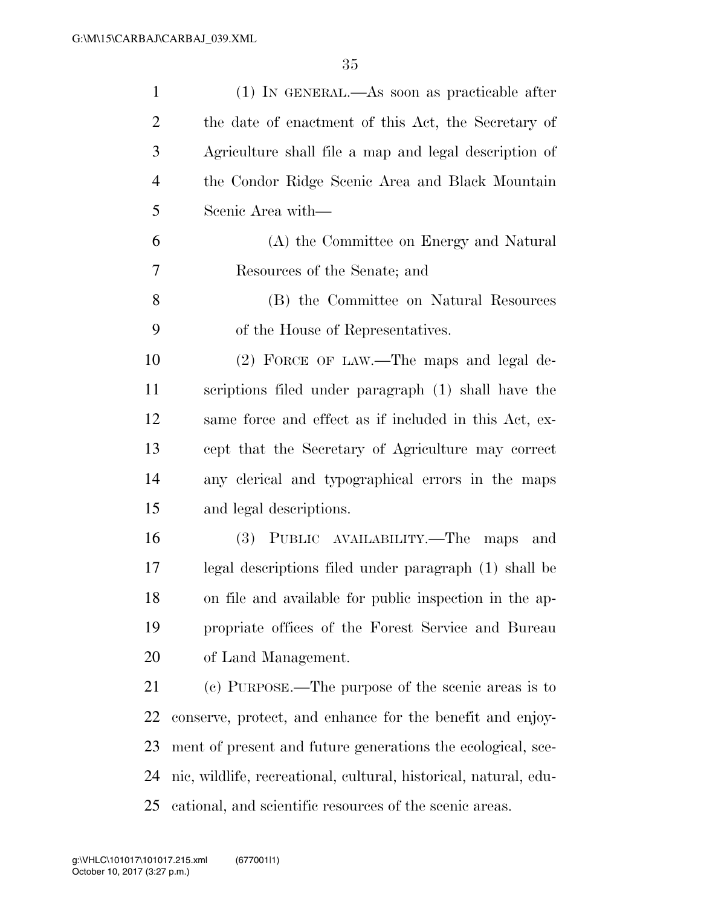(1) IN GENERAL.—As soon as practicable after the date of enactment of this Act, the Secretary of Agriculture shall file a map and legal description of the Condor Ridge Scenic Area and Black Mountain Scenic Area with—

(A) the Committee on Energy and Natural Resources of the Senate; and

(B) the Committee on Natural Resources of the House of Representatives.

(2) FORCE OF LAW.—The maps and legal descriptions filed under paragraph (1) shall have the same force and effect as if included in this Act, except that the Secretary of Agriculture may correct any clerical and typographical errors in the maps and legal descriptions.

(3) PUBLIC AVAILABILITY.—The maps and legal descriptions filed under paragraph (1) shall be on file and available for public inspection in the appropriate offices of the Forest Service and Bureau of Land Management.

(c) PURPOSE.—The purpose of the scenic areas is to conserve, protect, and enhance for the benefit and enjoyment of present and future generations the ecological, scenic, wildlife, recreational, cultural, historical, natural, educational, and scientific resources of the scenic areas.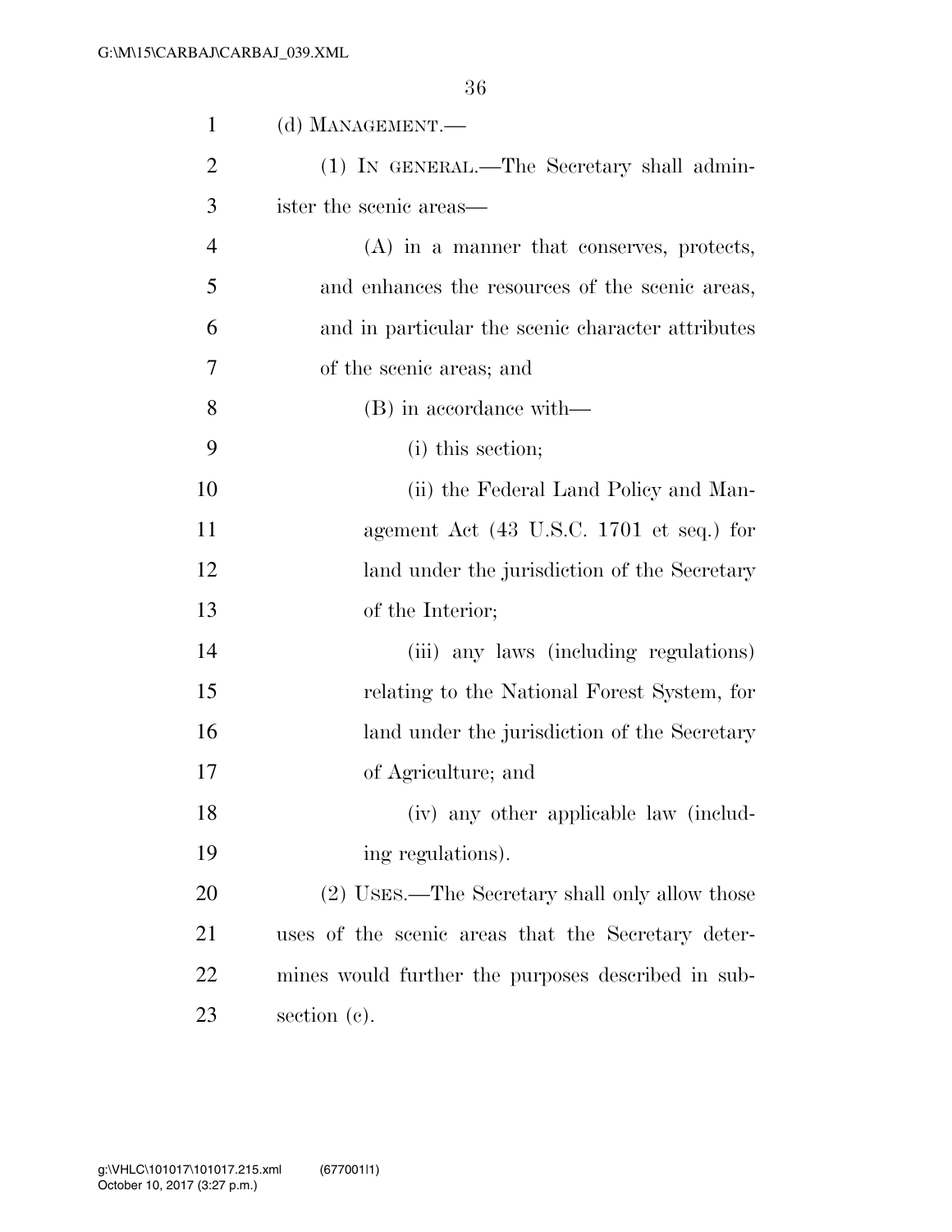(d) MANAGEMENT.—

(1) IN GENERAL.—The Secretary shall administer the scenic areas—

(A) in a manner that conserves, protects, and enhances the resources of the scenic areas, and in particular the scenic character attributes of the scenic areas; and

(B) in accordance with—

(i) this section;

(ii) the Federal Land Policy and Management Act (43 U.S.C. 1701 et seq.) for land under the jurisdiction of the Secretary of the Interior;

(iii) any laws (including regulations) relating to the National Forest System, for land under the jurisdiction of the Secretary of Agriculture; and

(iv) any other applicable law (including regulations).

(2) USES.—The Secretary shall only allow those uses of the scenic areas that the Secretary determines would further the purposes described in subsection (c).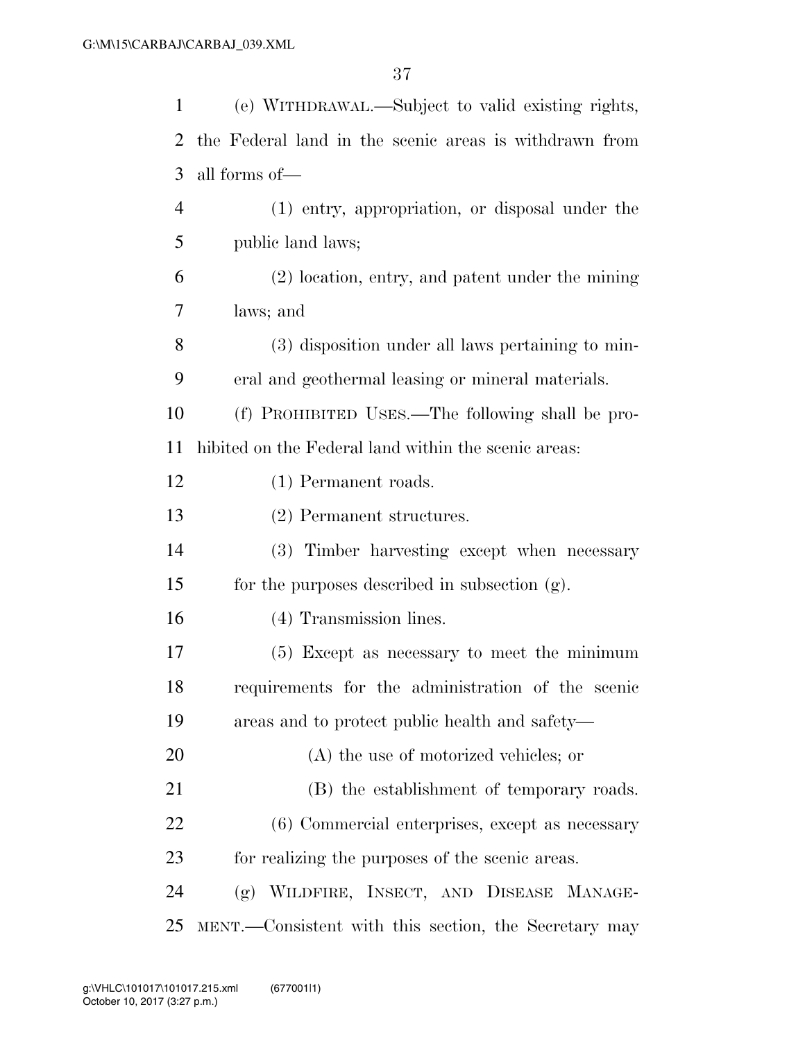(e) WITHDRAWAL.—Subject to valid existing rights, the Federal land in the scenic areas is withdrawn from all forms of—

(1) entry, appropriation, or disposal under the public land laws;

(2) location, entry, and patent under the mining laws; and

(3) disposition under all laws pertaining to mineral and geothermal leasing or mineral materials.

(f) PROHIBITED USES.—The following shall be prohibited on the Federal land within the scenic areas:

(1) Permanent roads.

(2) Permanent structures.

(3) Timber harvesting except when necessary for the purposes described in subsection (g).

(4) Transmission lines.

(5) Except as necessary to meet the minimum requirements for the administration of the scenic areas and to protect public health and safety—

(A) the use of motorized vehicles; or

(B) the establishment of temporary roads.

(6) Commercial enterprises, except as necessary for realizing the purposes of the scenic areas.

(g) WILDFIRE, INSECT, AND DISEASE MANAGEMENT.—Consistent with this section, the Secretary may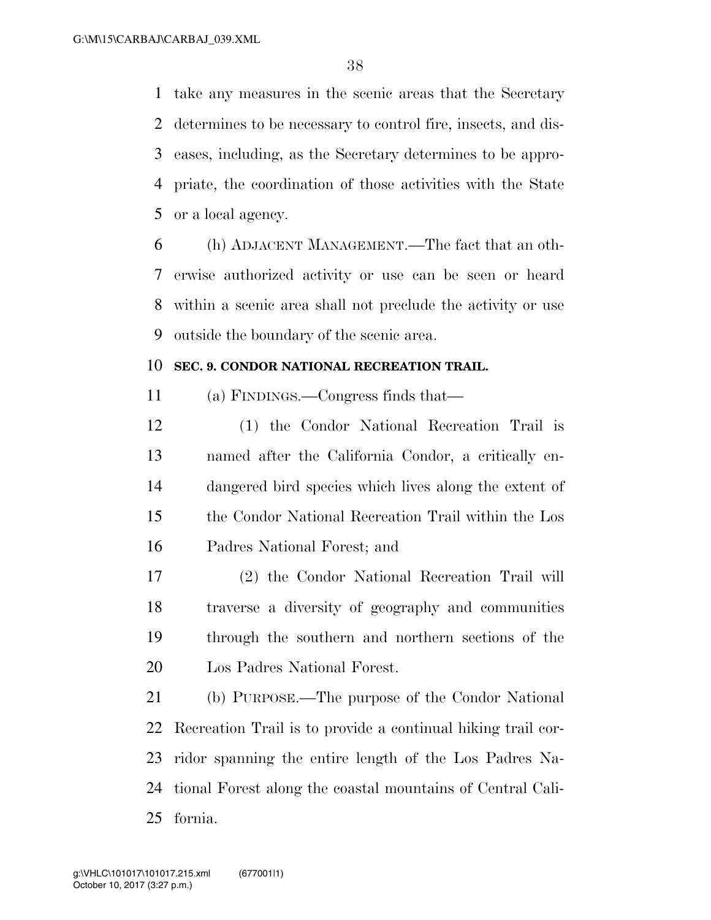take any measures in the scenic areas that the Secretary determines to be necessary to control fire, insects, and diseases, including, as the Secretary determines to be appropriate, the coordination of those activities with the State or a local agency.

(h) ADJACENT MANAGEMENT.—The fact that an otherwise authorized activity or use can be seen or heard within a scenic area shall not preclude the activity or use outside the boundary of the scenic area.

**SEC. 9. CONDOR NATIONAL RECREATION TRAIL.**

(a) FINDINGS.—Congress finds that—

(1) the Condor National Recreation Trail is named after the California Condor, a critically endangered bird species which lives along the extent of the Condor National Recreation Trail within the Los Padres National Forest; and

(2) the Condor National Recreation Trail will traverse a diversity of geography and communities through the southern and northern sections of the Los Padres National Forest.

(b) PURPOSE.—The purpose of the Condor National Recreation Trail is to provide a continual hiking trail corridor spanning the entire length of the Los Padres National Forest along the coastal mountains of Central California.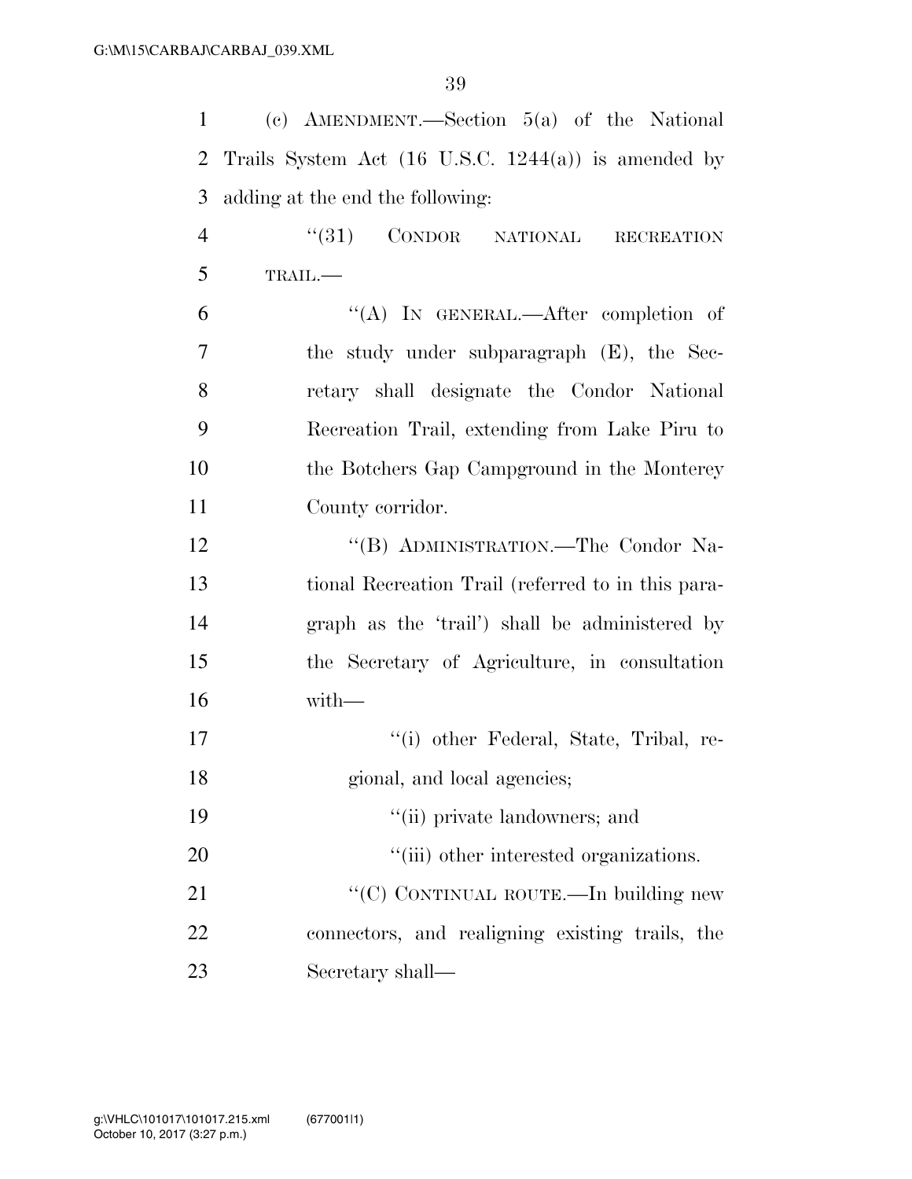(c) AMENDMENT.—Section 5(a) of the National Trails System Act (16 U.S.C. 1244(a)) is amended by adding at the end the following:

"(31) CONDOR NATIONAL RECREATION TRAIL.—

"(A) IN GENERAL.—After completion of the study under subparagraph (E), the Secretary shall designate the Condor National Recreation Trail, extending from Lake Piru to the Botchers Gap Campground in the Monterey County corridor.

"(B) ADMINISTRATION.—The Condor National Recreation Trail (referred to in this paragraph as the 'trail') shall be administered by the Secretary of Agriculture, in consultation with—

"(i) other Federal, State, Tribal, regional, and local agencies;

"(ii) private landowners; and

"(iii) other interested organizations.

"(C) CONTINUAL ROUTE.—In building new connectors, and realigning existing trails, the Secretary shall—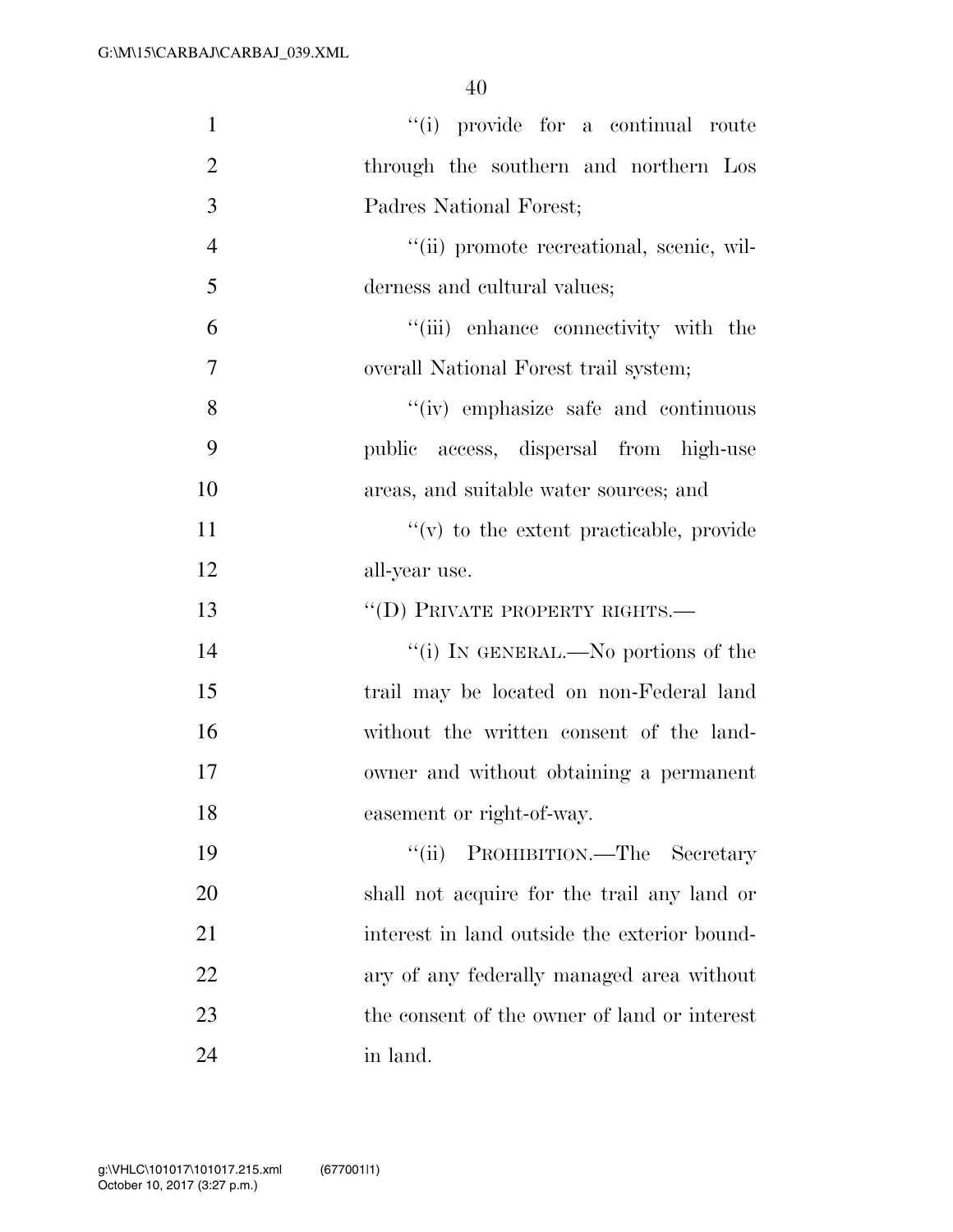"(i) provide for a continual route through the southern and northern Los Padres National Forest;

"(ii) promote recreational, scenic, wilderness and cultural values;

"(iii) enhance connectivity with the overall National Forest trail system;

"(iv) emphasize safe and continuous public access, dispersal from high-use areas, and suitable water sources; and

"(v) to the extent practicable, provide all-year use.

"(D) PRIVATE PROPERTY RIGHTS.—

"(i) IN GENERAL.—No portions of the trail may be located on non-Federal land without the written consent of the landowner and without obtaining a permanent easement or right-of-way.

"(ii) PROHIBITION.—The Secretary shall not acquire for the trail any land or interest in land outside the exterior boundary of any federally managed area without the consent of the owner of land or interest in land.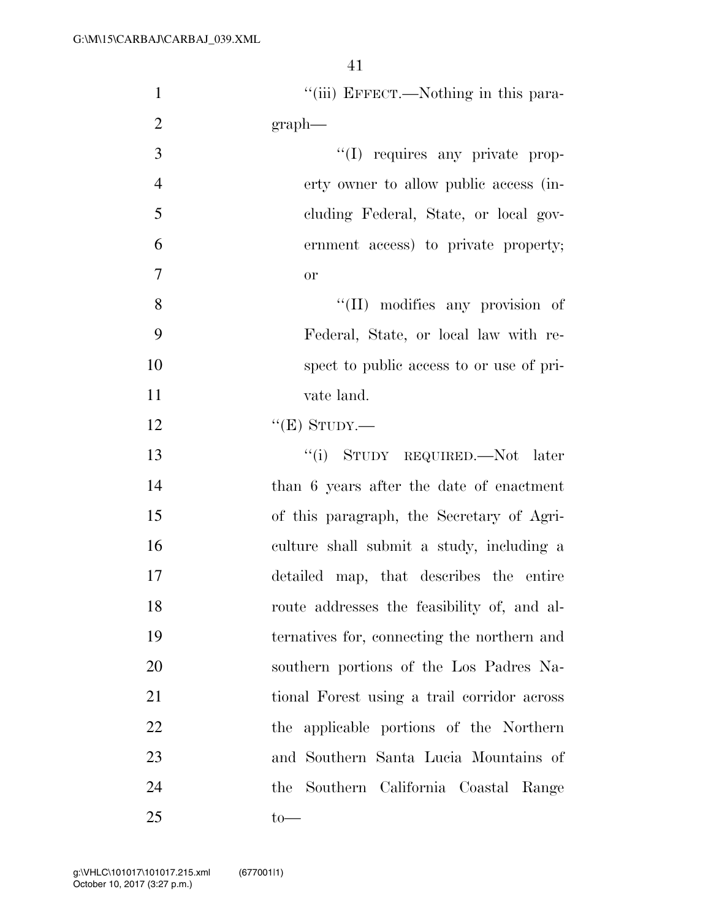"(iii) EFFECT.—Nothing in this paragraph—

"(I) requires any private property owner to allow public access (including Federal, State, or local government access) to private property; or

"(II) modifies any provision of Federal, State, or local law with respect to public access to or use of private land.

"(E) STUDY.—

"(i) STUDY REQUIRED.—Not later than 6 years after the date of enactment of this paragraph, the Secretary of Agriculture shall submit a study, including a detailed map, that describes the entire route addresses the feasibility of, and alternatives for, connecting the northern and southern portions of the Los Padres National Forest using a trail corridor across the applicable portions of the Northern and Southern Santa Lucia Mountains of the Southern California Coastal Range to—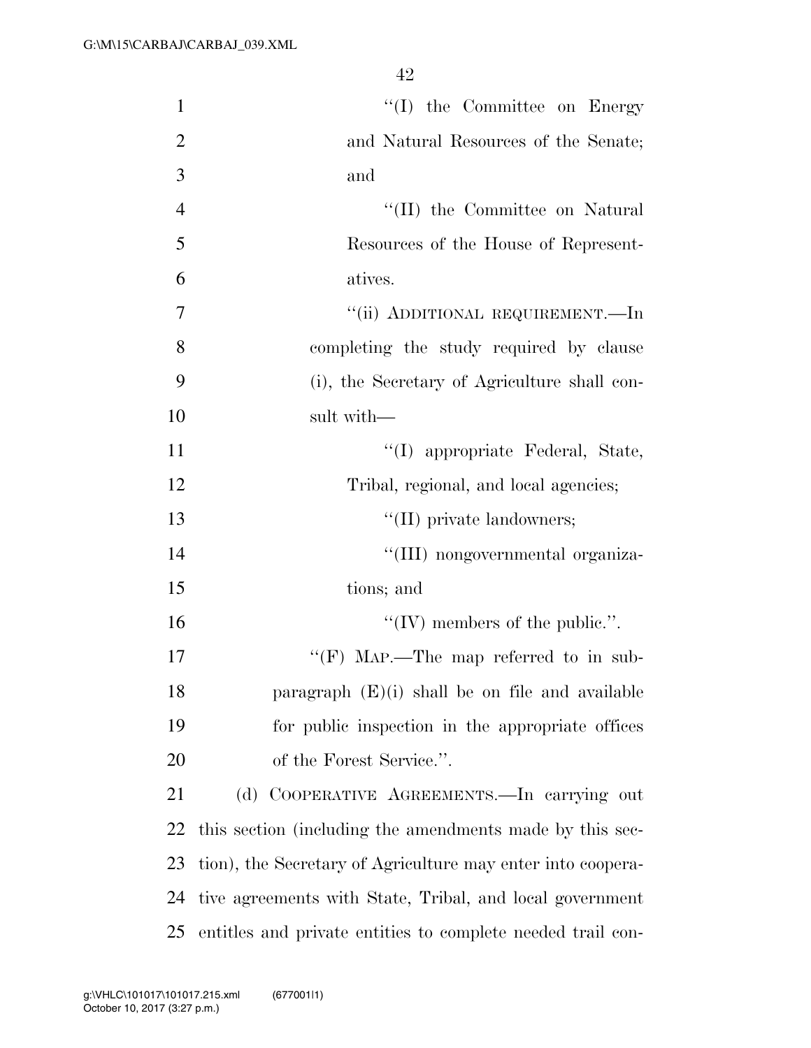''(I) the Committee on Energy and Natural Resources of the Senate; and

''(II) the Committee on Natural Resources of the House of Representatives.

''(ii) ADDITIONAL REQUIREMENT.—In completing the study required by clause (i), the Secretary of Agriculture shall consult with—

''(I) appropriate Federal, State, Tribal, regional, and local agencies;

''(II) private landowners;

''(III) nongovernmental organizations; and

''(IV) members of the public.''.

''(F) MAP.—The map referred to in subparagraph (E)(i) shall be on file and available for public inspection in the appropriate offices of the Forest Service.''.

(d) COOPERATIVE AGREEMENTS.—In carrying out this section (including the amendments made by this section), the Secretary of Agriculture may enter into cooperative agreements with State, Tribal, and local government entitles and private entities to complete needed trail con-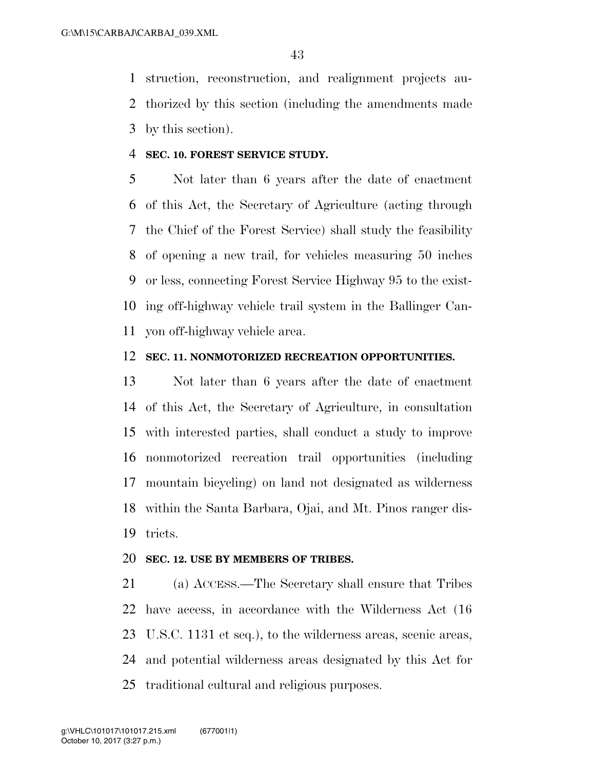struction, reconstruction, and realignment projects authorized by this section (including the amendments made by this section).

**SEC. 10. FOREST SERVICE STUDY.**

Not later than 6 years after the date of enactment of this Act, the Secretary of Agriculture (acting through the Chief of the Forest Service) shall study the feasibility of opening a new trail, for vehicles measuring 50 inches or less, connecting Forest Service Highway 95 to the existing off-highway vehicle trail system in the Ballinger Canyon off-highway vehicle area.

**SEC. 11. NONMOTORIZED RECREATION OPPORTUNITIES.**

Not later than 6 years after the date of enactment of this Act, the Secretary of Agriculture, in consultation with interested parties, shall conduct a study to improve nonmotorized recreation trail opportunities (including mountain bicycling) on land not designated as wilderness within the Santa Barbara, Ojai, and Mt. Pinos ranger districts.

**SEC. 12. USE BY MEMBERS OF TRIBES.**

(a) ACCESS.—The Secretary shall ensure that Tribes have access, in accordance with the Wilderness Act (16 U.S.C. 1131 et seq.), to the wilderness areas, scenic areas, and potential wilderness areas designated by this Act for traditional cultural and religious purposes.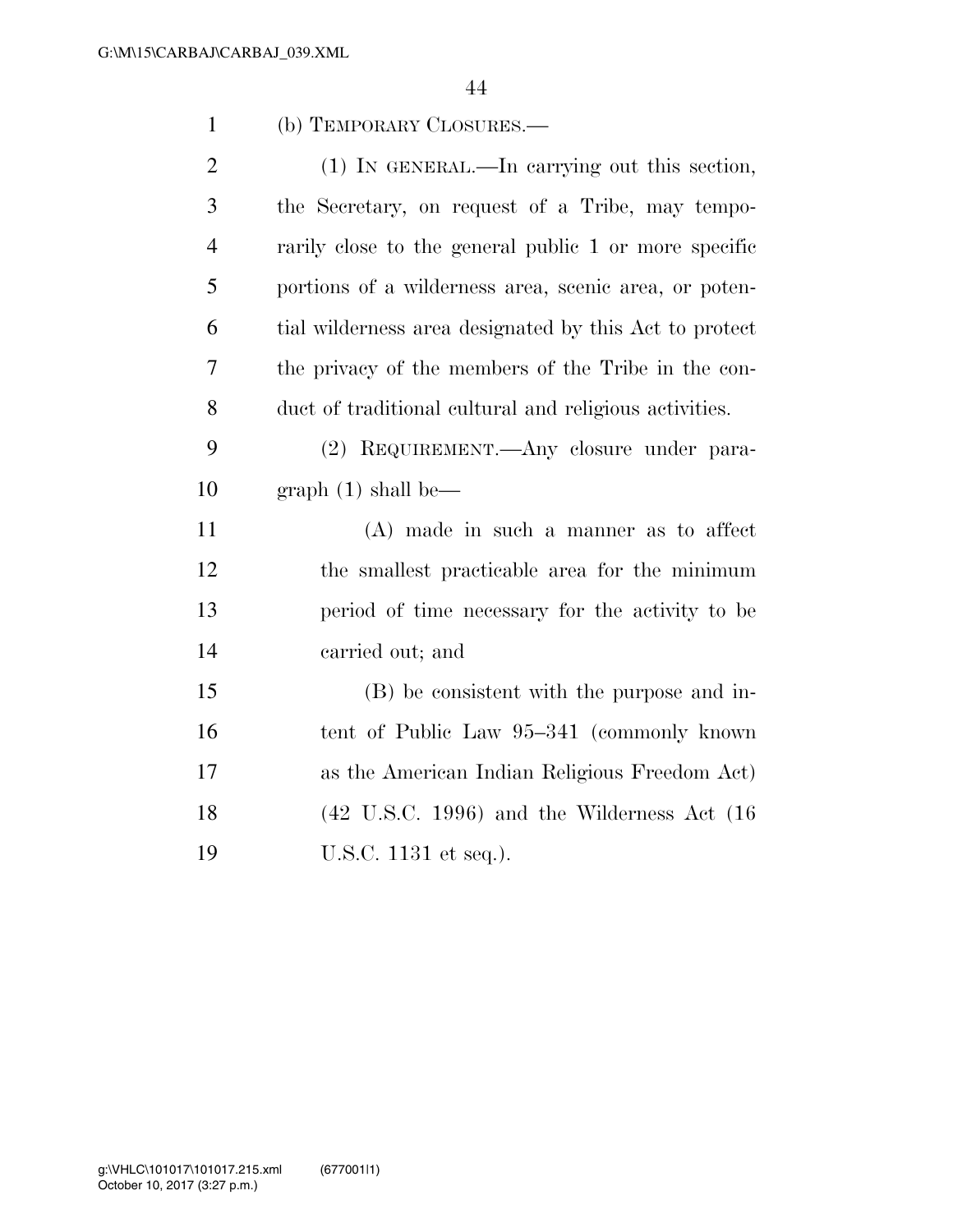(b) TEMPORARY CLOSURES.—

(1) IN GENERAL.—In carrying out this section, the Secretary, on request of a Tribe, may temporarily close to the general public 1 or more specific portions of a wilderness area, scenic area, or potential wilderness area designated by this Act to protect the privacy of the members of the Tribe in the conduct of traditional cultural and religious activities.

(2) REQUIREMENT.—Any closure under paragraph (1) shall be—

(A) made in such a manner as to affect the smallest practicable area for the minimum period of time necessary for the activity to be carried out; and

(B) be consistent with the purpose and intent of Public Law 95–341 (commonly known as the American Indian Religious Freedom Act) (42 U.S.C. 1996) and the Wilderness Act (16 U.S.C. 1131 et seq.).